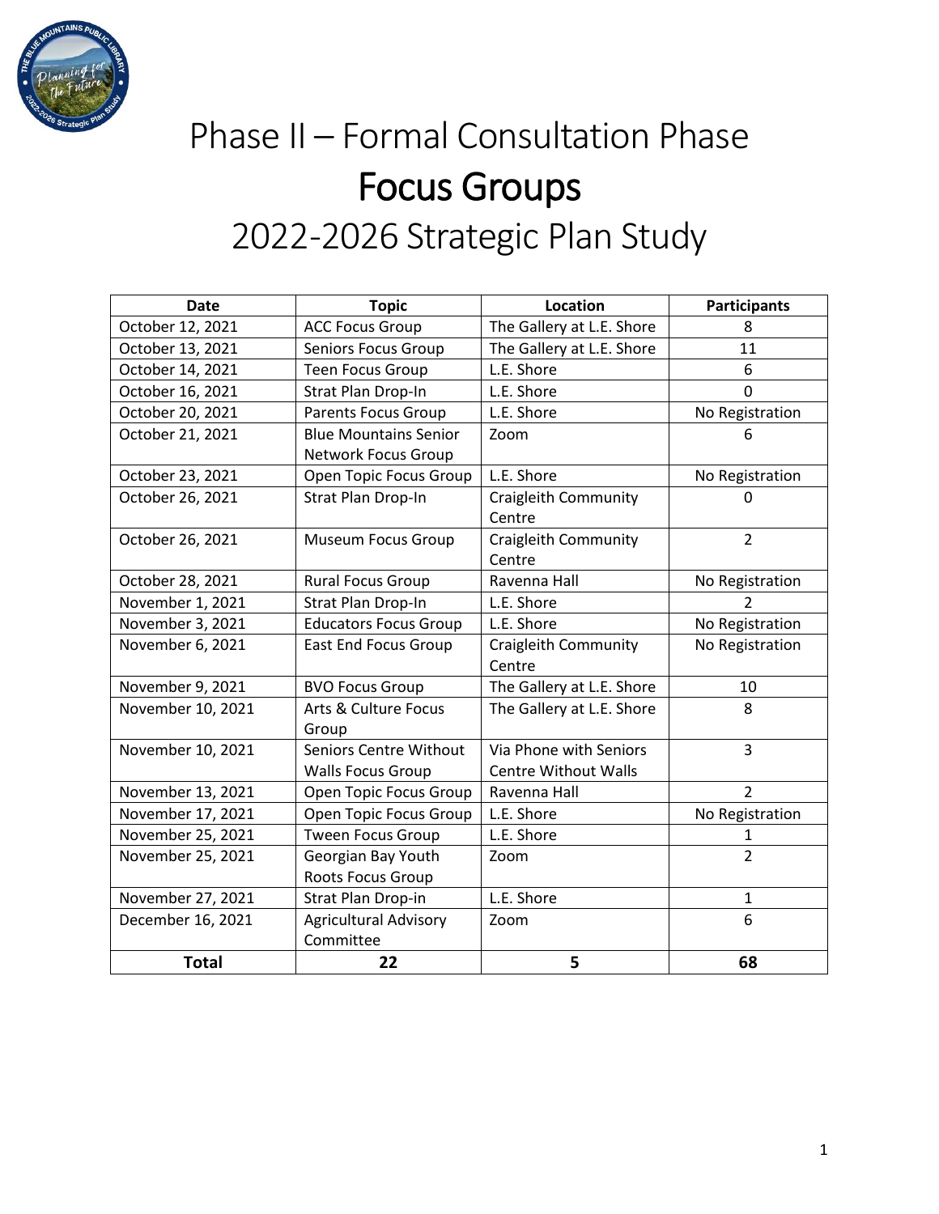# Phase II – Formal Consultation Phase

# Focus Groups

## 2022-2026 Strategic Plan Study

| Date | Topic | Location | Participants |
|---|---|---|---|
| October 12, 2021 | ACC Focus Group | The Gallery at L.E. Shore | 8 |
| October 13, 2021 | Seniors Focus Group | The Gallery at L.E. Shore | 11 |
| October 14, 2021 | Teen Focus Group | L.E. Shore | 6 |
| October 16, 2021 | Strat Plan Drop-In | L.E. Shore | 0 |
| October 20, 2021 | Parents Focus Group | L.E. Shore | No Registration |
| October 21, 2021 | Blue Mountains Senior Network Focus Group | Zoom | 6 |
| October 23, 2021 | Open Topic Focus Group | L.E. Shore | No Registration |
| October 26, 2021 | Strat Plan Drop-In | Craigleith Community Centre | 0 |
| October 26, 2021 | Museum Focus Group | Craigleith Community Centre | 2 |
| October 28, 2021 | Rural Focus Group | Ravenna Hall | No Registration |
| November 1, 2021 | Strat Plan Drop-In | L.E. Shore | 2 |
| November 3, 2021 | Educators Focus Group | L.E. Shore | No Registration |
| November 6, 2021 | East End Focus Group | Craigleith Community Centre | No Registration |
| November 9, 2021 | BVO Focus Group | The Gallery at L.E. Shore | 10 |
| November 10, 2021 | Arts & Culture Focus Group | The Gallery at L.E. Shore | 8 |
| November 10, 2021 | Seniors Centre Without Walls Focus Group | Via Phone with Seniors Centre Without Walls | 3 |
| November 13, 2021 | Open Topic Focus Group | Ravenna Hall | 2 |
| November 17, 2021 | Open Topic Focus Group | L.E. Shore | No Registration |
| November 25, 2021 | Tween Focus Group | L.E. Shore | 1 |
| November 25, 2021 | Georgian Bay Youth Roots Focus Group | Zoom | 2 |
| November 27, 2021 | Strat Plan Drop-in | L.E. Shore | 1 |
| December 16, 2021 | Agricultural Advisory Committee | Zoom | 6 |
| **Total** | **22** | **5** | **68** |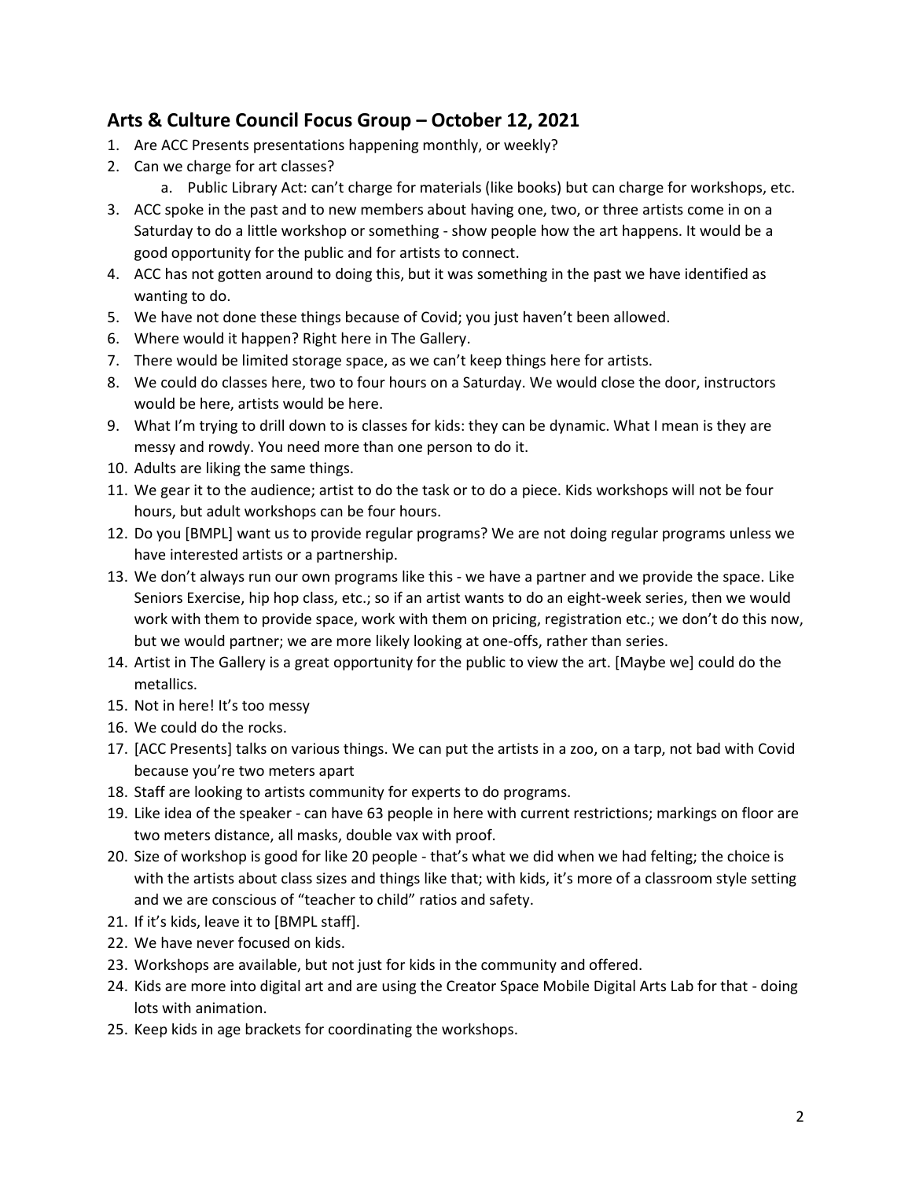## Arts & Culture Council Focus Group – October 12, 2021

1. Are ACC Presents presentations happening monthly, or weekly?
2. Can we charge for art classes?
    a. Public Library Act: can't charge for materials (like books) but can charge for workshops, etc.
3. ACC spoke in the past and to new members about having one, two, or three artists come in on a Saturday to do a little workshop or something - show people how the art happens. It would be a good opportunity for the public and for artists to connect.
4. ACC has not gotten around to doing this, but it was something in the past we have identified as wanting to do.
5. We have not done these things because of Covid; you just haven't been allowed.
6. Where would it happen? Right here in The Gallery.
7. There would be limited storage space, as we can't keep things here for artists.
8. We could do classes here, two to four hours on a Saturday. We would close the door, instructors would be here, artists would be here.
9. What I'm trying to drill down to is classes for kids: they can be dynamic. What I mean is they are messy and rowdy. You need more than one person to do it.
10. Adults are liking the same things.
11. We gear it to the audience; artist to do the task or to do a piece. Kids workshops will not be four hours, but adult workshops can be four hours.
12. Do you [BMPL] want us to provide regular programs? We are not doing regular programs unless we have interested artists or a partnership.
13. We don't always run our own programs like this - we have a partner and we provide the space. Like Seniors Exercise, hip hop class, etc.; so if an artist wants to do an eight-week series, then we would work with them to provide space, work with them on pricing, registration etc.; we don't do this now, but we would partner; we are more likely looking at one-offs, rather than series.
14. Artist in The Gallery is a great opportunity for the public to view the art. [Maybe we] could do the metallics.
15. Not in here! It's too messy
16. We could do the rocks.
17. [ACC Presents] talks on various things. We can put the artists in a zoo, on a tarp, not bad with Covid because you're two meters apart
18. Staff are looking to artists community for experts to do programs.
19. Like idea of the speaker - can have 63 people in here with current restrictions; markings on floor are two meters distance, all masks, double vax with proof.
20. Size of workshop is good for like 20 people - that's what we did when we had felting; the choice is with the artists about class sizes and things like that; with kids, it's more of a classroom style setting and we are conscious of "teacher to child" ratios and safety.
21. If it's kids, leave it to [BMPL staff].
22. We have never focused on kids.
23. Workshops are available, but not just for kids in the community and offered.
24. Kids are more into digital art and are using the Creator Space Mobile Digital Arts Lab for that - doing lots with animation.
25. Keep kids in age brackets for coordinating the workshops.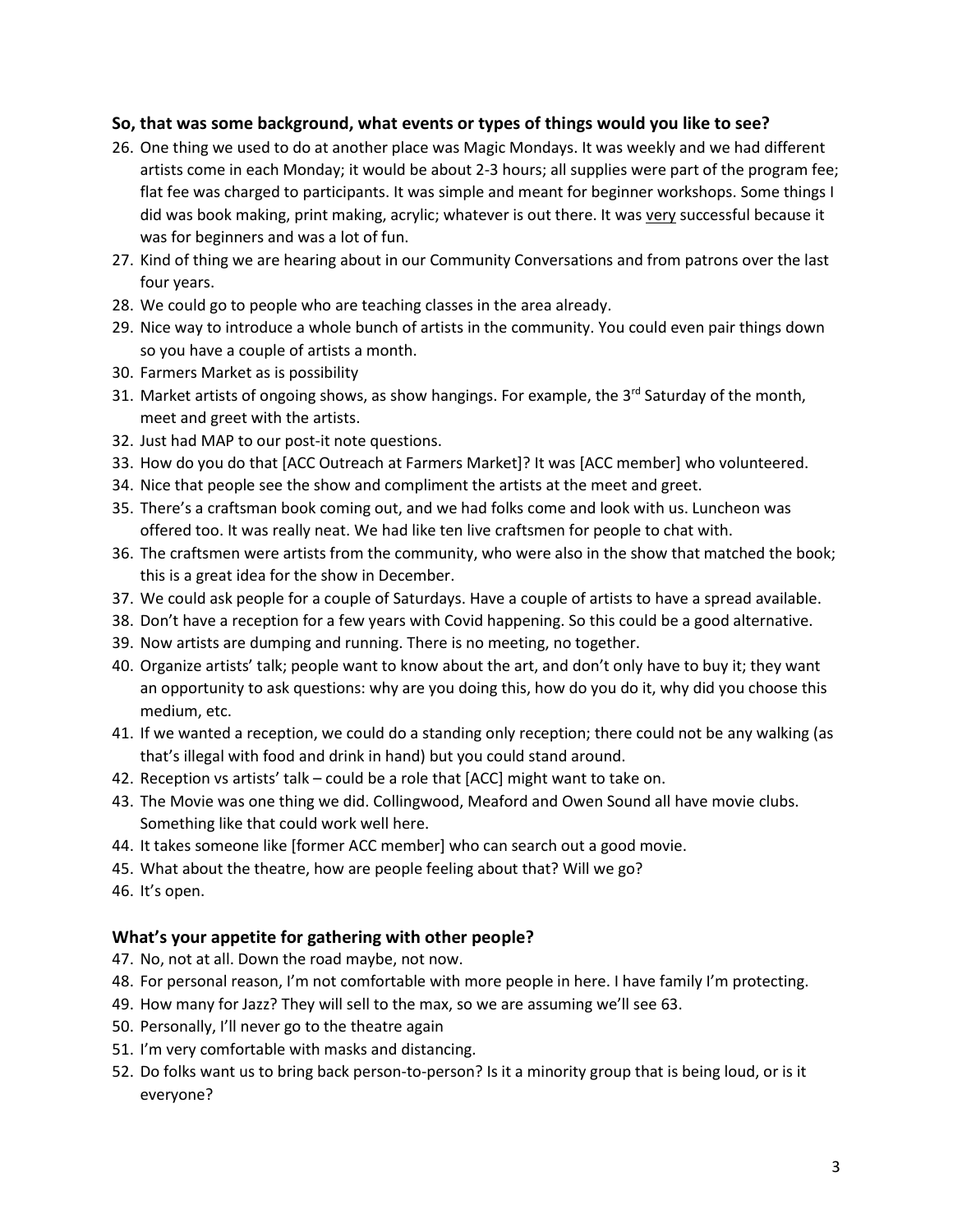### So, that was some background, what events or types of things would you like to see?

26. One thing we used to do at another place was Magic Mondays. It was weekly and we had different artists come in each Monday; it would be about 2-3 hours; all supplies were part of the program fee; flat fee was charged to participants. It was simple and meant for beginner workshops. Some things I did was book making, print making, acrylic; whatever is out there. It was very successful because it was for beginners and was a lot of fun.
27. Kind of thing we are hearing about in our Community Conversations and from patrons over the last four years.
28. We could go to people who are teaching classes in the area already.
29. Nice way to introduce a whole bunch of artists in the community. You could even pair things down so you have a couple of artists a month.
30. Farmers Market as is possibility
31. Market artists of ongoing shows, as show hangings. For example, the 3rd Saturday of the month, meet and greet with the artists.
32. Just had MAP to our post-it note questions.
33. How do you do that [ACC Outreach at Farmers Market]? It was [ACC member] who volunteered.
34. Nice that people see the show and compliment the artists at the meet and greet.
35. There's a craftsman book coming out, and we had folks come and look with us. Luncheon was offered too. It was really neat. We had like ten live craftsmen for people to chat with.
36. The craftsmen were artists from the community, who were also in the show that matched the book; this is a great idea for the show in December.
37. We could ask people for a couple of Saturdays. Have a couple of artists to have a spread available.
38. Don't have a reception for a few years with Covid happening. So this could be a good alternative.
39. Now artists are dumping and running. There is no meeting, no together.
40. Organize artists' talk; people want to know about the art, and don't only have to buy it; they want an opportunity to ask questions: why are you doing this, how do you do it, why did you choose this medium, etc.
41. If we wanted a reception, we could do a standing only reception; there could not be any walking (as that's illegal with food and drink in hand) but you could stand around.
42. Reception vs artists' talk – could be a role that [ACC] might want to take on.
43. The Movie was one thing we did. Collingwood, Meaford and Owen Sound all have movie clubs. Something like that could work well here.
44. It takes someone like [former ACC member] who can search out a good movie.
45. What about the theatre, how are people feeling about that? Will we go?
46. It's open.

### What's your appetite for gathering with other people?

47. No, not at all. Down the road maybe, not now.
48. For personal reason, I'm not comfortable with more people in here. I have family I'm protecting.
49. How many for Jazz? They will sell to the max, so we are assuming we'll see 63.
50. Personally, I'll never go to the theatre again
51. I'm very comfortable with masks and distancing.
52. Do folks want us to bring back person-to-person? Is it a minority group that is being loud, or is it everyone?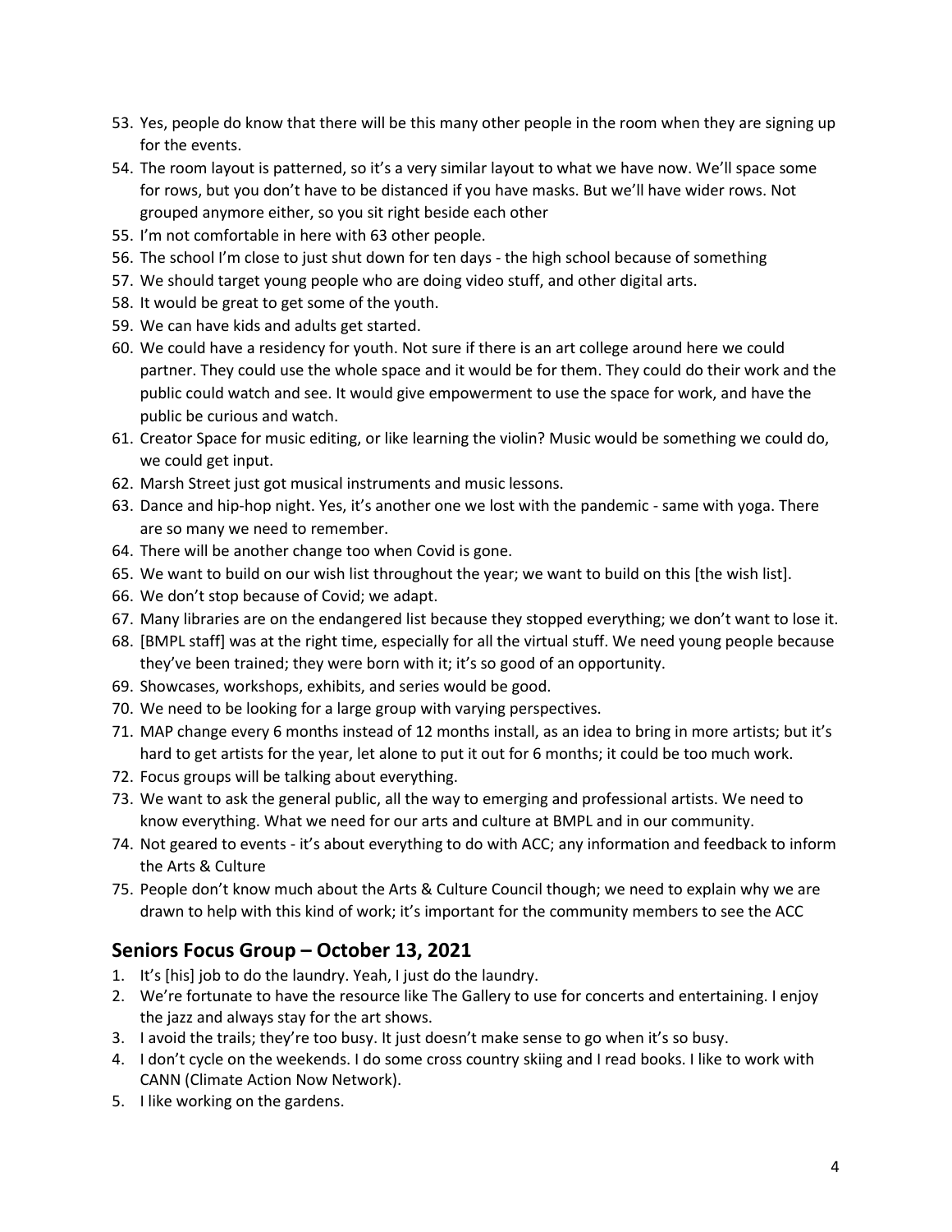53. Yes, people do know that there will be this many other people in the room when they are signing up for the events.
54. The room layout is patterned, so it's a very similar layout to what we have now. We'll space some for rows, but you don't have to be distanced if you have masks. But we'll have wider rows. Not grouped anymore either, so you sit right beside each other
55. I'm not comfortable in here with 63 other people.
56. The school I'm close to just shut down for ten days - the high school because of something
57. We should target young people who are doing video stuff, and other digital arts.
58. It would be great to get some of the youth.
59. We can have kids and adults get started.
60. We could have a residency for youth. Not sure if there is an art college around here we could partner. They could use the whole space and it would be for them. They could do their work and the public could watch and see. It would give empowerment to use the space for work, and have the public be curious and watch.
61. Creator Space for music editing, or like learning the violin? Music would be something we could do, we could get input.
62. Marsh Street just got musical instruments and music lessons.
63. Dance and hip-hop night. Yes, it's another one we lost with the pandemic - same with yoga. There are so many we need to remember.
64. There will be another change too when Covid is gone.
65. We want to build on our wish list throughout the year; we want to build on this [the wish list].
66. We don't stop because of Covid; we adapt.
67. Many libraries are on the endangered list because they stopped everything; we don't want to lose it.
68. [BMPL staff] was at the right time, especially for all the virtual stuff. We need young people because they've been trained; they were born with it; it's so good of an opportunity.
69. Showcases, workshops, exhibits, and series would be good.
70. We need to be looking for a large group with varying perspectives.
71. MAP change every 6 months instead of 12 months install, as an idea to bring in more artists; but it's hard to get artists for the year, let alone to put it out for 6 months; it could be too much work.
72. Focus groups will be talking about everything.
73. We want to ask the general public, all the way to emerging and professional artists. We need to know everything. What we need for our arts and culture at BMPL and in our community.
74. Not geared to events - it's about everything to do with ACC; any information and feedback to inform the Arts & Culture
75. People don't know much about the Arts & Culture Council though; we need to explain why we are drawn to help with this kind of work; it's important for the community members to see the ACC

## Seniors Focus Group – October 13, 2021

1. It's [his] job to do the laundry. Yeah, I just do the laundry.
2. We're fortunate to have the resource like The Gallery to use for concerts and entertaining. I enjoy the jazz and always stay for the art shows.
3. I avoid the trails; they're too busy. It just doesn't make sense to go when it's so busy.
4. I don't cycle on the weekends. I do some cross country skiing and I read books. I like to work with CANN (Climate Action Now Network).
5. I like working on the gardens.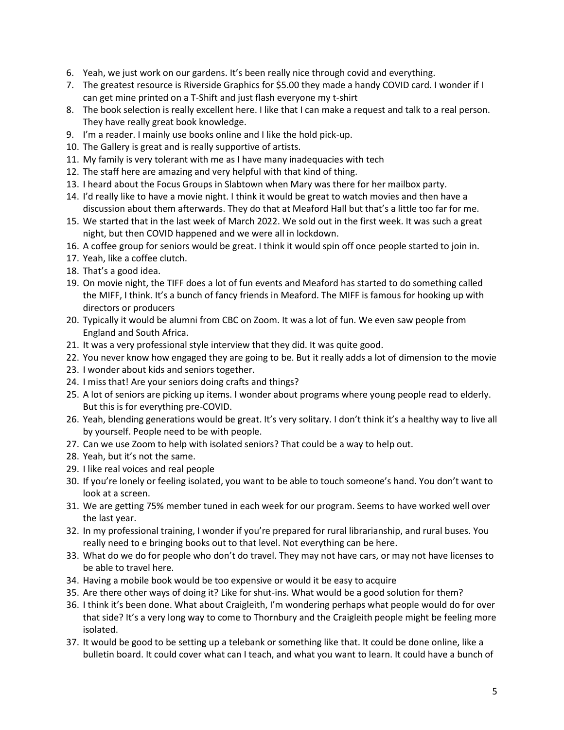6. Yeah, we just work on our gardens. It's been really nice through covid and everything.
7. The greatest resource is Riverside Graphics for $5.00 they made a handy COVID card. I wonder if I can get mine printed on a T-Shift and just flash everyone my t-shirt
8. The book selection is really excellent here. I like that I can make a request and talk to a real person. They have really great book knowledge.
9. I'm a reader. I mainly use books online and I like the hold pick-up.
10. The Gallery is great and is really supportive of artists.
11. My family is very tolerant with me as I have many inadequacies with tech
12. The staff here are amazing and very helpful with that kind of thing.
13. I heard about the Focus Groups in Slabtown when Mary was there for her mailbox party.
14. I'd really like to have a movie night. I think it would be great to watch movies and then have a discussion about them afterwards. They do that at Meaford Hall but that's a little too far for me.
15. We started that in the last week of March 2022. We sold out in the first week. It was such a great night, but then COVID happened and we were all in lockdown.
16. A coffee group for seniors would be great. I think it would spin off once people started to join in.
17. Yeah, like a coffee clutch.
18. That's a good idea.
19. On movie night, the TIFF does a lot of fun events and Meaford has started to do something called the MIFF, I think. It's a bunch of fancy friends in Meaford. The MIFF is famous for hooking up with directors or producers
20. Typically it would be alumni from CBC on Zoom. It was a lot of fun. We even saw people from England and South Africa.
21. It was a very professional style interview that they did. It was quite good.
22. You never know how engaged they are going to be. But it really adds a lot of dimension to the movie
23. I wonder about kids and seniors together.
24. I miss that! Are your seniors doing crafts and things?
25. A lot of seniors are picking up items. I wonder about programs where young people read to elderly. But this is for everything pre-COVID.
26. Yeah, blending generations would be great. It's very solitary. I don't think it's a healthy way to live all by yourself. People need to be with people.
27. Can we use Zoom to help with isolated seniors? That could be a way to help out.
28. Yeah, but it's not the same.
29. I like real voices and real people
30. If you're lonely or feeling isolated, you want to be able to touch someone's hand. You don't want to look at a screen.
31. We are getting 75% member tuned in each week for our program. Seems to have worked well over the last year.
32. In my professional training, I wonder if you're prepared for rural librarianship, and rural buses. You really need to e bringing books out to that level. Not everything can be here.
33. What do we do for people who don't do travel. They may not have cars, or may not have licenses to be able to travel here.
34. Having a mobile book would be too expensive or would it be easy to acquire
35. Are there other ways of doing it? Like for shut-ins. What would be a good solution for them?
36. I think it's been done. What about Craigleith, I'm wondering perhaps what people would do for over that side? It's a very long way to come to Thornbury and the Craigleith people might be feeling more isolated.
37. It would be good to be setting up a telebank or something like that. It could be done online, like a bulletin board. It could cover what can I teach, and what you want to learn. It could have a bunch of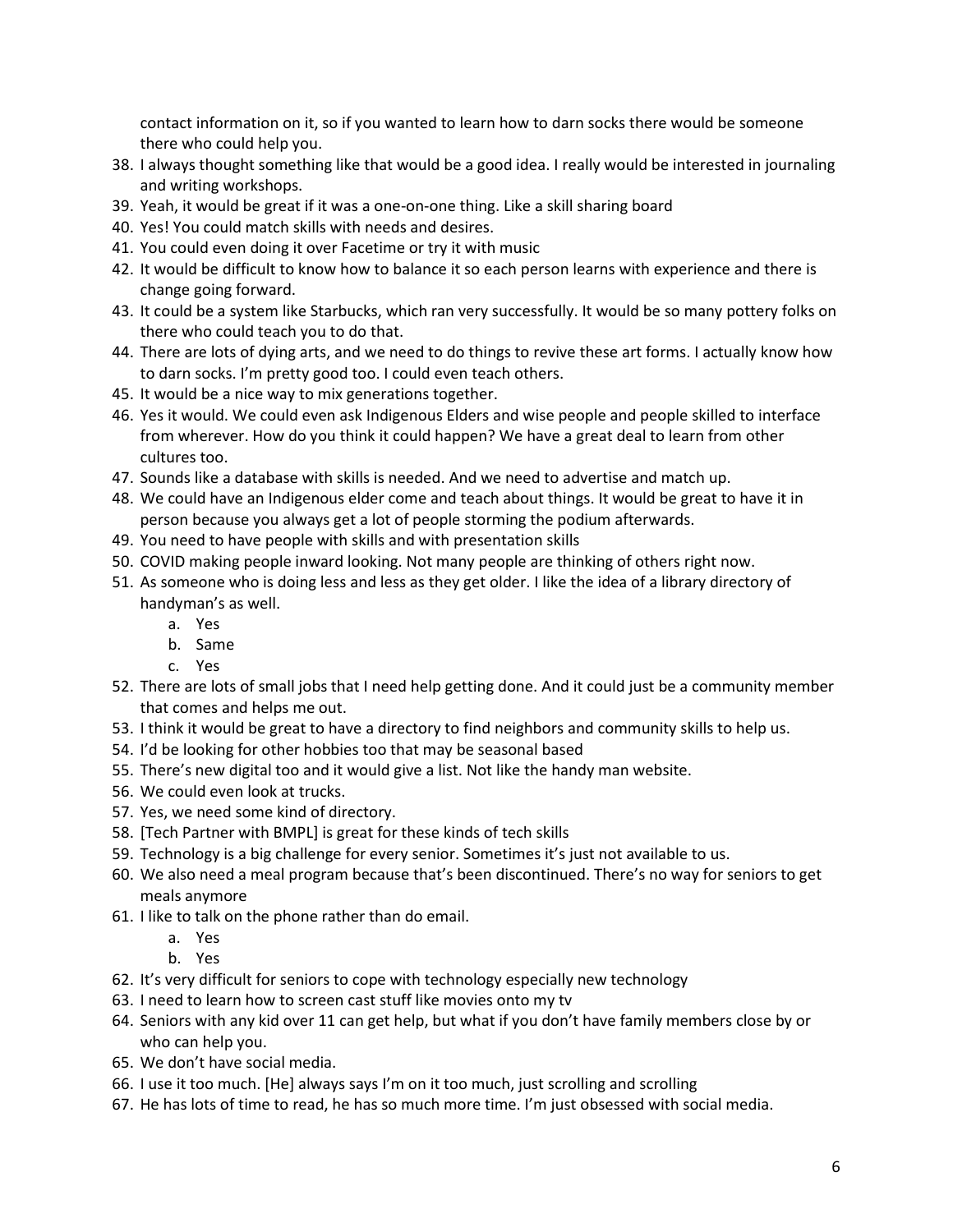contact information on it, so if you wanted to learn how to darn socks there would be someone there who could help you.

38. I always thought something like that would be a good idea. I really would be interested in journaling and writing workshops.
39. Yeah, it would be great if it was a one-on-one thing. Like a skill sharing board
40. Yes! You could match skills with needs and desires.
41. You could even doing it over Facetime or try it with music
42. It would be difficult to know how to balance it so each person learns with experience and there is change going forward.
43. It could be a system like Starbucks, which ran very successfully. It would be so many pottery folks on there who could teach you to do that.
44. There are lots of dying arts, and we need to do things to revive these art forms. I actually know how to darn socks. I'm pretty good too. I could even teach others.
45. It would be a nice way to mix generations together.
46. Yes it would. We could even ask Indigenous Elders and wise people and people skilled to interface from wherever. How do you think it could happen? We have a great deal to learn from other cultures too.
47. Sounds like a database with skills is needed. And we need to advertise and match up.
48. We could have an Indigenous elder come and teach about things. It would be great to have it in person because you always get a lot of people storming the podium afterwards.
49. You need to have people with skills and with presentation skills
50. COVID making people inward looking. Not many people are thinking of others right now.
51. As someone who is doing less and less as they get older. I like the idea of a library directory of handyman's as well.
    a. Yes
    b. Same
    c. Yes
52. There are lots of small jobs that I need help getting done. And it could just be a community member that comes and helps me out.
53. I think it would be great to have a directory to find neighbors and community skills to help us.
54. I'd be looking for other hobbies too that may be seasonal based
55. There's new digital too and it would give a list. Not like the handy man website.
56. We could even look at trucks.
57. Yes, we need some kind of directory.
58. [Tech Partner with BMPL] is great for these kinds of tech skills
59. Technology is a big challenge for every senior. Sometimes it's just not available to us.
60. We also need a meal program because that's been discontinued. There's no way for seniors to get meals anymore
61. I like to talk on the phone rather than do email.
    a. Yes
    b. Yes
62. It's very difficult for seniors to cope with technology especially new technology
63. I need to learn how to screen cast stuff like movies onto my tv
64. Seniors with any kid over 11 can get help, but what if you don't have family members close by or who can help you.
65. We don't have social media.
66. I use it too much. [He] always says I'm on it too much, just scrolling and scrolling
67. He has lots of time to read, he has so much more time. I'm just obsessed with social media.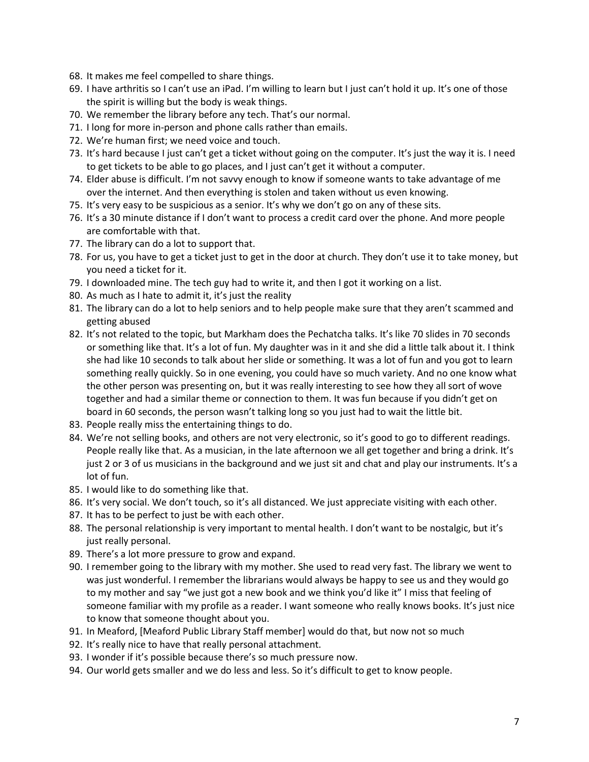68. It makes me feel compelled to share things.
69. I have arthritis so I can't use an iPad. I'm willing to learn but I just can't hold it up. It's one of those the spirit is willing but the body is weak things.
70. We remember the library before any tech. That's our normal.
71. I long for more in-person and phone calls rather than emails.
72. We're human first; we need voice and touch.
73. It's hard because I just can't get a ticket without going on the computer. It's just the way it is. I need to get tickets to be able to go places, and I just can't get it without a computer.
74. Elder abuse is difficult. I'm not savvy enough to know if someone wants to take advantage of me over the internet. And then everything is stolen and taken without us even knowing.
75. It's very easy to be suspicious as a senior. It's why we don't go on any of these sits.
76. It's a 30 minute distance if I don't want to process a credit card over the phone. And more people are comfortable with that.
77. The library can do a lot to support that.
78. For us, you have to get a ticket just to get in the door at church. They don't use it to take money, but you need a ticket for it.
79. I downloaded mine. The tech guy had to write it, and then I got it working on a list.
80. As much as I hate to admit it, it's just the reality
81. The library can do a lot to help seniors and to help people make sure that they aren't scammed and getting abused
82. It's not related to the topic, but Markham does the Pechatcha talks. It's like 70 slides in 70 seconds or something like that. It's a lot of fun. My daughter was in it and she did a little talk about it. I think she had like 10 seconds to talk about her slide or something. It was a lot of fun and you got to learn something really quickly. So in one evening, you could have so much variety. And no one know what the other person was presenting on, but it was really interesting to see how they all sort of wove together and had a similar theme or connection to them. It was fun because if you didn't get on board in 60 seconds, the person wasn't talking long so you just had to wait the little bit.
83. People really miss the entertaining things to do.
84. We're not selling books, and others are not very electronic, so it's good to go to different readings. People really like that. As a musician, in the late afternoon we all get together and bring a drink. It's just 2 or 3 of us musicians in the background and we just sit and chat and play our instruments. It's a lot of fun.
85. I would like to do something like that.
86. It's very social. We don't touch, so it's all distanced. We just appreciate visiting with each other.
87. It has to be perfect to just be with each other.
88. The personal relationship is very important to mental health. I don't want to be nostalgic, but it's just really personal.
89. There's a lot more pressure to grow and expand.
90. I remember going to the library with my mother. She used to read very fast. The library we went to was just wonderful. I remember the librarians would always be happy to see us and they would go to my mother and say "we just got a new book and we think you'd like it" I miss that feeling of someone familiar with my profile as a reader. I want someone who really knows books. It's just nice to know that someone thought about you.
91. In Meaford, [Meaford Public Library Staff member] would do that, but now not so much
92. It's really nice to have that really personal attachment.
93. I wonder if it's possible because there's so much pressure now.
94. Our world gets smaller and we do less and less. So it's difficult to get to know people.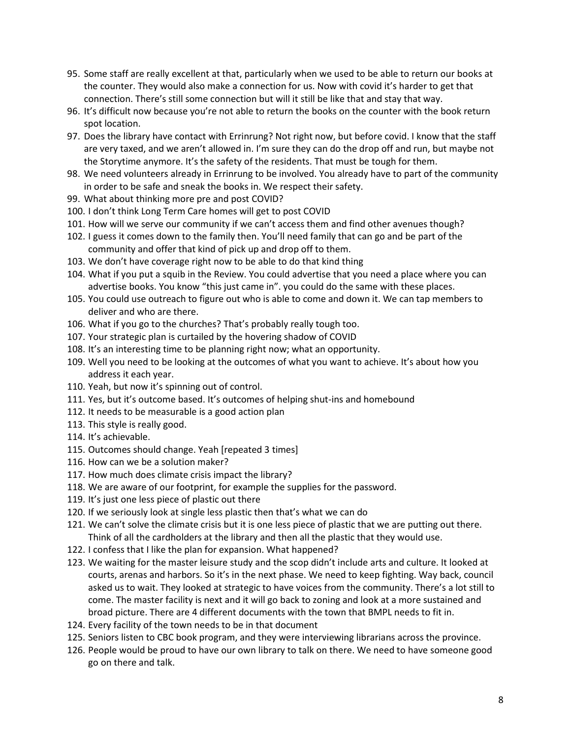95. Some staff are really excellent at that, particularly when we used to be able to return our books at the counter. They would also make a connection for us. Now with covid it's harder to get that connection. There's still some connection but will it still be like that and stay that way.
96. It's difficult now because you're not able to return the books on the counter with the book return spot location.
97. Does the library have contact with Errinrung? Not right now, but before covid. I know that the staff are very taxed, and we aren't allowed in. I'm sure they can do the drop off and run, but maybe not the Storytime anymore. It's the safety of the residents. That must be tough for them.
98. We need volunteers already in Errinrung to be involved. You already have to part of the community in order to be safe and sneak the books in. We respect their safety.
99. What about thinking more pre and post COVID?
100. I don't think Long Term Care homes will get to post COVID
101. How will we serve our community if we can't access them and find other avenues though?
102. I guess it comes down to the family then. You'll need family that can go and be part of the community and offer that kind of pick up and drop off to them.
103. We don't have coverage right now to be able to do that kind thing
104. What if you put a squib in the Review. You could advertise that you need a place where you can advertise books. You know "this just came in". you could do the same with these places.
105. You could use outreach to figure out who is able to come and down it. We can tap members to deliver and who are there.
106. What if you go to the churches? That's probably really tough too.
107. Your strategic plan is curtailed by the hovering shadow of COVID
108. It's an interesting time to be planning right now; what an opportunity.
109. Well you need to be looking at the outcomes of what you want to achieve. It's about how you address it each year.
110. Yeah, but now it's spinning out of control.
111. Yes, but it's outcome based. It's outcomes of helping shut-ins and homebound
112. It needs to be measurable is a good action plan
113. This style is really good.
114. It's achievable.
115. Outcomes should change. Yeah [repeated 3 times]
116. How can we be a solution maker?
117. How much does climate crisis impact the library?
118. We are aware of our footprint, for example the supplies for the password.
119. It's just one less piece of plastic out there
120. If we seriously look at single less plastic then that's what we can do
121. We can't solve the climate crisis but it is one less piece of plastic that we are putting out there. Think of all the cardholders at the library and then all the plastic that they would use.
122. I confess that I like the plan for expansion. What happened?
123. We waiting for the master leisure study and the scop didn't include arts and culture. It looked at courts, arenas and harbors. So it's in the next phase. We need to keep fighting. Way back, council asked us to wait. They looked at strategic to have voices from the community. There's a lot still to come. The master facility is next and it will go back to zoning and look at a more sustained and broad picture. There are 4 different documents with the town that BMPL needs to fit in.
124. Every facility of the town needs to be in that document
125. Seniors listen to CBC book program, and they were interviewing librarians across the province.
126. People would be proud to have our own library to talk on there. We need to have someone good go on there and talk.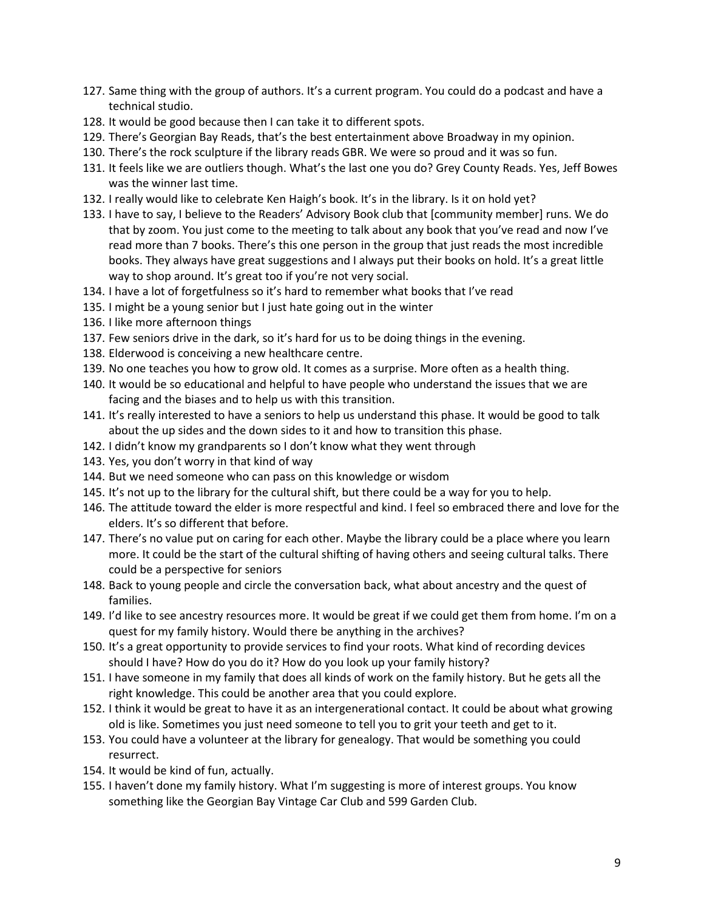127. Same thing with the group of authors. It's a current program. You could do a podcast and have a technical studio.
128. It would be good because then I can take it to different spots.
129. There's Georgian Bay Reads, that's the best entertainment above Broadway in my opinion.
130. There's the rock sculpture if the library reads GBR. We were so proud and it was so fun.
131. It feels like we are outliers though. What's the last one you do? Grey County Reads. Yes, Jeff Bowes was the winner last time.
132. I really would like to celebrate Ken Haigh's book. It's in the library. Is it on hold yet?
133. I have to say, I believe to the Readers' Advisory Book club that [community member] runs. We do that by zoom. You just come to the meeting to talk about any book that you've read and now I've read more than 7 books. There's this one person in the group that just reads the most incredible books. They always have great suggestions and I always put their books on hold. It's a great little way to shop around. It's great too if you're not very social.
134. I have a lot of forgetfulness so it's hard to remember what books that I've read
135. I might be a young senior but I just hate going out in the winter
136. I like more afternoon things
137. Few seniors drive in the dark, so it's hard for us to be doing things in the evening.
138. Elderwood is conceiving a new healthcare centre.
139. No one teaches you how to grow old. It comes as a surprise. More often as a health thing.
140. It would be so educational and helpful to have people who understand the issues that we are facing and the biases and to help us with this transition.
141. It's really interested to have a seniors to help us understand this phase. It would be good to talk about the up sides and the down sides to it and how to transition this phase.
142. I didn't know my grandparents so I don't know what they went through
143. Yes, you don't worry in that kind of way
144. But we need someone who can pass on this knowledge or wisdom
145. It's not up to the library for the cultural shift, but there could be a way for you to help.
146. The attitude toward the elder is more respectful and kind. I feel so embraced there and love for the elders. It's so different that before.
147. There's no value put on caring for each other. Maybe the library could be a place where you learn more. It could be the start of the cultural shifting of having others and seeing cultural talks. There could be a perspective for seniors
148. Back to young people and circle the conversation back, what about ancestry and the quest of families.
149. I'd like to see ancestry resources more. It would be great if we could get them from home. I'm on a quest for my family history. Would there be anything in the archives?
150. It's a great opportunity to provide services to find your roots. What kind of recording devices should I have? How do you do it? How do you look up your family history?
151. I have someone in my family that does all kinds of work on the family history. But he gets all the right knowledge. This could be another area that you could explore.
152. I think it would be great to have it as an intergenerational contact. It could be about what growing old is like. Sometimes you just need someone to tell you to grit your teeth and get to it.
153. You could have a volunteer at the library for genealogy. That would be something you could resurrect.
154. It would be kind of fun, actually.
155. I haven't done my family history. What I'm suggesting is more of interest groups. You know something like the Georgian Bay Vintage Car Club and 599 Garden Club.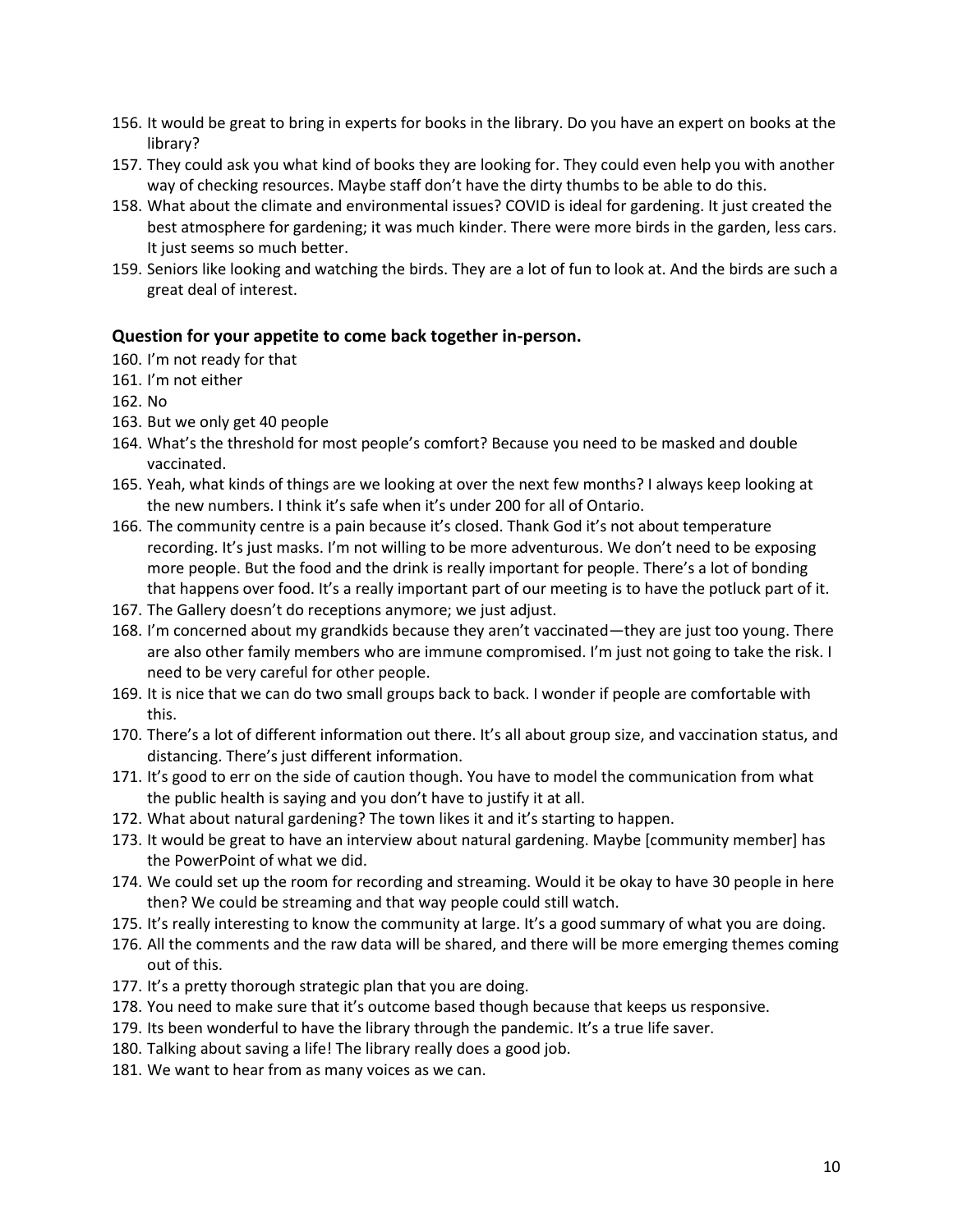156. It would be great to bring in experts for books in the library. Do you have an expert on books at the library?
157. They could ask you what kind of books they are looking for. They could even help you with another way of checking resources. Maybe staff don't have the dirty thumbs to be able to do this.
158. What about the climate and environmental issues? COVID is ideal for gardening. It just created the best atmosphere for gardening; it was much kinder. There were more birds in the garden, less cars. It just seems so much better.
159. Seniors like looking and watching the birds. They are a lot of fun to look at. And the birds are such a great deal of interest.

### Question for your appetite to come back together in-person.

160. I'm not ready for that
161. I'm not either
162. No
163. But we only get 40 people
164. What's the threshold for most people's comfort? Because you need to be masked and double vaccinated.
165. Yeah, what kinds of things are we looking at over the next few months? I always keep looking at the new numbers. I think it's safe when it's under 200 for all of Ontario.
166. The community centre is a pain because it's closed. Thank God it's not about temperature recording. It's just masks. I'm not willing to be more adventurous. We don't need to be exposing more people. But the food and the drink is really important for people. There's a lot of bonding that happens over food. It's a really important part of our meeting is to have the potluck part of it.
167. The Gallery doesn't do receptions anymore; we just adjust.
168. I'm concerned about my grandkids because they aren't vaccinated—they are just too young. There are also other family members who are immune compromised. I'm just not going to take the risk. I need to be very careful for other people.
169. It is nice that we can do two small groups back to back. I wonder if people are comfortable with this.
170. There's a lot of different information out there. It's all about group size, and vaccination status, and distancing. There's just different information.
171. It's good to err on the side of caution though. You have to model the communication from what the public health is saying and you don't have to justify it at all.
172. What about natural gardening? The town likes it and it's starting to happen.
173. It would be great to have an interview about natural gardening. Maybe [community member] has the PowerPoint of what we did.
174. We could set up the room for recording and streaming. Would it be okay to have 30 people in here then? We could be streaming and that way people could still watch.
175. It's really interesting to know the community at large. It's a good summary of what you are doing.
176. All the comments and the raw data will be shared, and there will be more emerging themes coming out of this.
177. It's a pretty thorough strategic plan that you are doing.
178. You need to make sure that it's outcome based though because that keeps us responsive.
179. Its been wonderful to have the library through the pandemic. It's a true life saver.
180. Talking about saving a life! The library really does a good job.
181. We want to hear from as many voices as we can.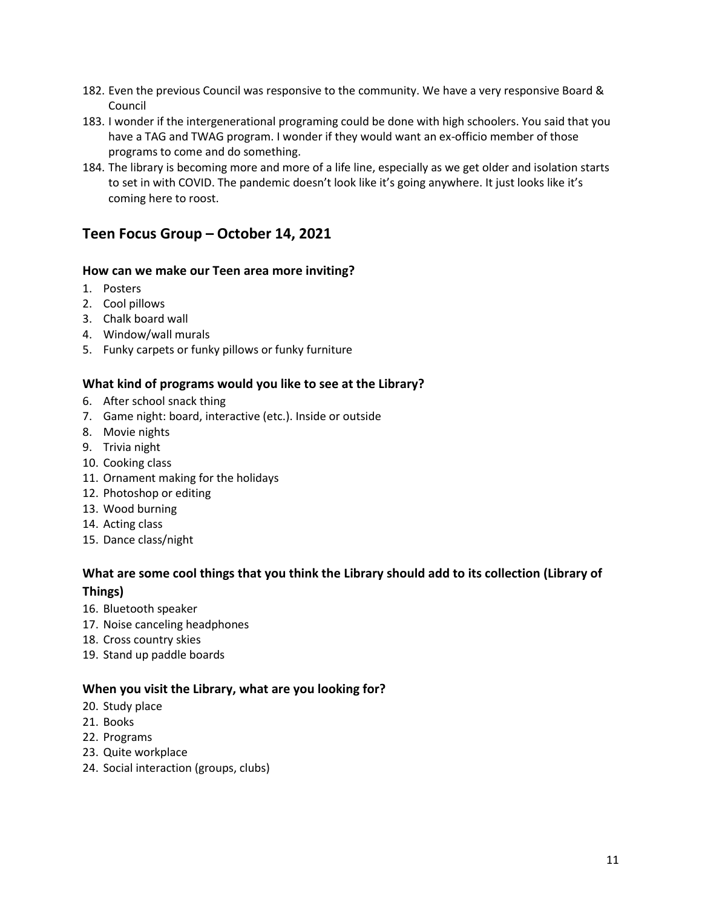182. Even the previous Council was responsive to the community. We have a very responsive Board & Council
183. I wonder if the intergenerational programing could be done with high schoolers. You said that you have a TAG and TWAG program. I wonder if they would want an ex-officio member of those programs to come and do something.
184. The library is becoming more and more of a life line, especially as we get older and isolation starts to set in with COVID. The pandemic doesn't look like it's going anywhere. It just looks like it's coming here to roost.

## Teen Focus Group – October 14, 2021

### How can we make our Teen area more inviting?

1. Posters
2. Cool pillows
3. Chalk board wall
4. Window/wall murals
5. Funky carpets or funky pillows or funky furniture

### What kind of programs would you like to see at the Library?

6. After school snack thing
7. Game night: board, interactive (etc.). Inside or outside
8. Movie nights
9. Trivia night
10. Cooking class
11. Ornament making for the holidays
12. Photoshop or editing
13. Wood burning
14. Acting class
15. Dance class/night

### What are some cool things that you think the Library should add to its collection (Library of Things)

16. Bluetooth speaker
17. Noise canceling headphones
18. Cross country skies
19. Stand up paddle boards

### When you visit the Library, what are you looking for?

20. Study place
21. Books
22. Programs
23. Quite workplace
24. Social interaction (groups, clubs)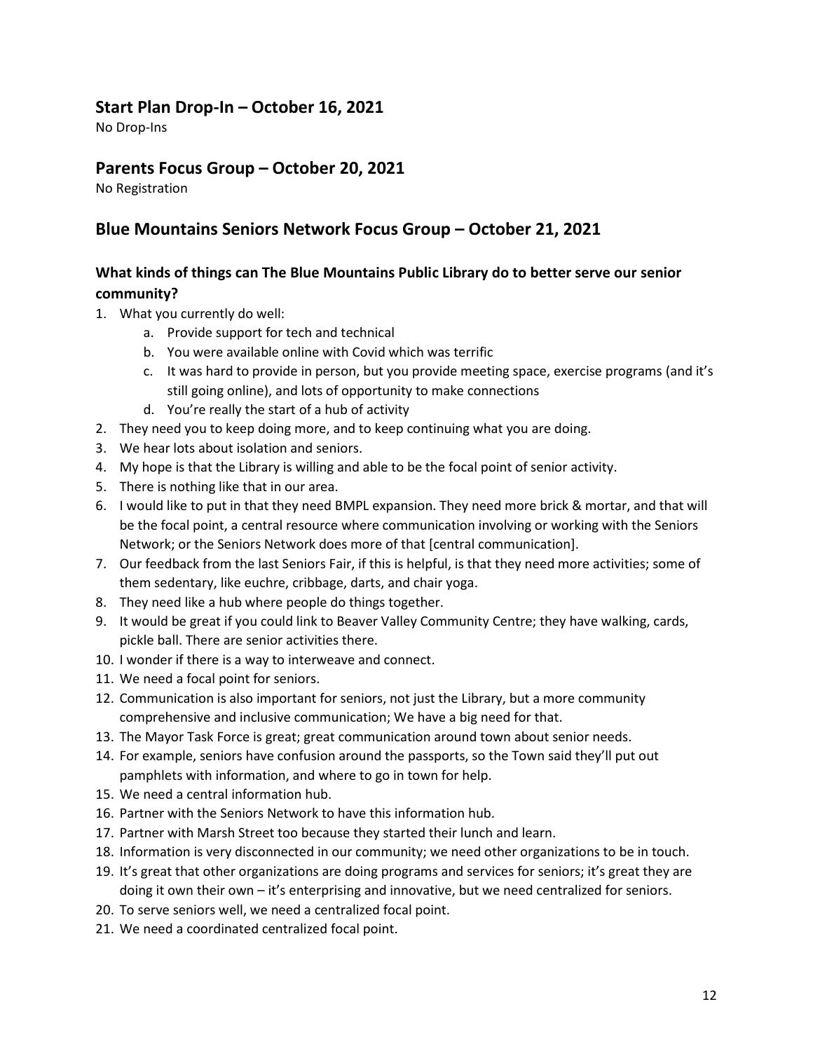## Start Plan Drop-In – October 16, 2021

No Drop-Ins

## Parents Focus Group – October 20, 2021

No Registration

## Blue Mountains Seniors Network Focus Group – October 21, 2021

### What kinds of things can The Blue Mountains Public Library do to better serve our senior community?

1. What you currently do well:
    a. Provide support for tech and technical
    b. You were available online with Covid which was terrific
    c. It was hard to provide in person, but you provide meeting space, exercise programs (and it's still going online), and lots of opportunity to make connections
    d. You're really the start of a hub of activity
2. They need you to keep doing more, and to keep continuing what you are doing.
3. We hear lots about isolation and seniors.
4. My hope is that the Library is willing and able to be the focal point of senior activity.
5. There is nothing like that in our area.
6. I would like to put in that they need BMPL expansion. They need more brick & mortar, and that will be the focal point, a central resource where communication involving or working with the Seniors Network; or the Seniors Network does more of that [central communication].
7. Our feedback from the last Seniors Fair, if this is helpful, is that they need more activities; some of them sedentary, like euchre, cribbage, darts, and chair yoga.
8. They need like a hub where people do things together.
9. It would be great if you could link to Beaver Valley Community Centre; they have walking, cards, pickle ball. There are senior activities there.
10. I wonder if there is a way to interweave and connect.
11. We need a focal point for seniors.
12. Communication is also important for seniors, not just the Library, but a more community comprehensive and inclusive communication; We have a big need for that.
13. The Mayor Task Force is great; great communication around town about senior needs.
14. For example, seniors have confusion around the passports, so the Town said they'll put out pamphlets with information, and where to go in town for help.
15. We need a central information hub.
16. Partner with the Seniors Network to have this information hub.
17. Partner with Marsh Street too because they started their lunch and learn.
18. Information is very disconnected in our community; we need other organizations to be in touch.
19. It's great that other organizations are doing programs and services for seniors; it's great they are doing it own their own – it's enterprising and innovative, but we need centralized for seniors.
20. To serve seniors well, we need a centralized focal point.
21. We need a coordinated centralized focal point.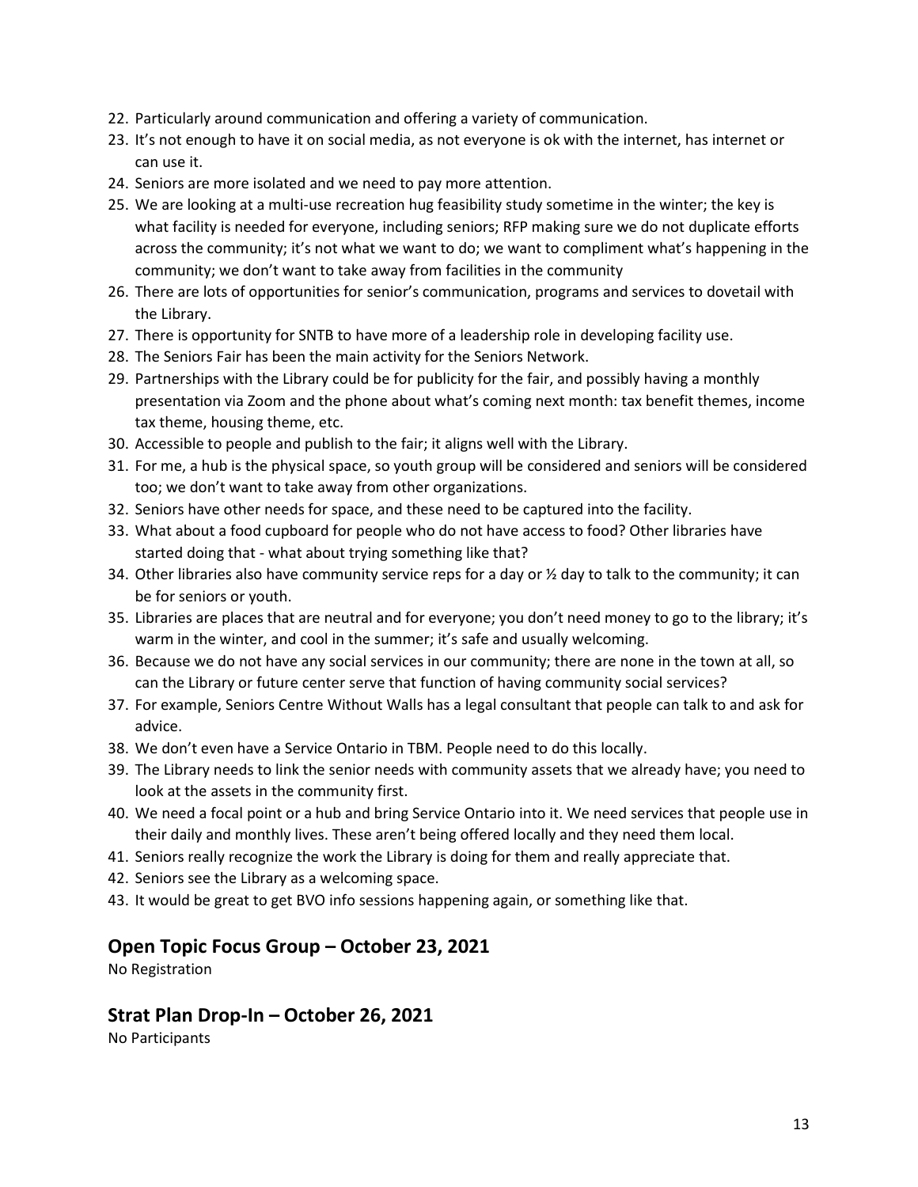22. Particularly around communication and offering a variety of communication.
23. It's not enough to have it on social media, as not everyone is ok with the internet, has internet or can use it.
24. Seniors are more isolated and we need to pay more attention.
25. We are looking at a multi-use recreation hug feasibility study sometime in the winter; the key is what facility is needed for everyone, including seniors; RFP making sure we do not duplicate efforts across the community; it's not what we want to do; we want to compliment what's happening in the community; we don't want to take away from facilities in the community
26. There are lots of opportunities for senior's communication, programs and services to dovetail with the Library.
27. There is opportunity for SNTB to have more of a leadership role in developing facility use.
28. The Seniors Fair has been the main activity for the Seniors Network.
29. Partnerships with the Library could be for publicity for the fair, and possibly having a monthly presentation via Zoom and the phone about what's coming next month: tax benefit themes, income tax theme, housing theme, etc.
30. Accessible to people and publish to the fair; it aligns well with the Library.
31. For me, a hub is the physical space, so youth group will be considered and seniors will be considered too; we don't want to take away from other organizations.
32. Seniors have other needs for space, and these need to be captured into the facility.
33. What about a food cupboard for people who do not have access to food? Other libraries have started doing that - what about trying something like that?
34. Other libraries also have community service reps for a day or ½ day to talk to the community; it can be for seniors or youth.
35. Libraries are places that are neutral and for everyone; you don't need money to go to the library; it's warm in the winter, and cool in the summer; it's safe and usually welcoming.
36. Because we do not have any social services in our community; there are none in the town at all, so can the Library or future center serve that function of having community social services?
37. For example, Seniors Centre Without Walls has a legal consultant that people can talk to and ask for advice.
38. We don't even have a Service Ontario in TBM. People need to do this locally.
39. The Library needs to link the senior needs with community assets that we already have; you need to look at the assets in the community first.
40. We need a focal point or a hub and bring Service Ontario into it. We need services that people use in their daily and monthly lives. These aren't being offered locally and they need them local.
41. Seniors really recognize the work the Library is doing for them and really appreciate that.
42. Seniors see the Library as a welcoming space.
43. It would be great to get BVO info sessions happening again, or something like that.

## Open Topic Focus Group – October 23, 2021

No Registration

## Strat Plan Drop-In – October 26, 2021

No Participants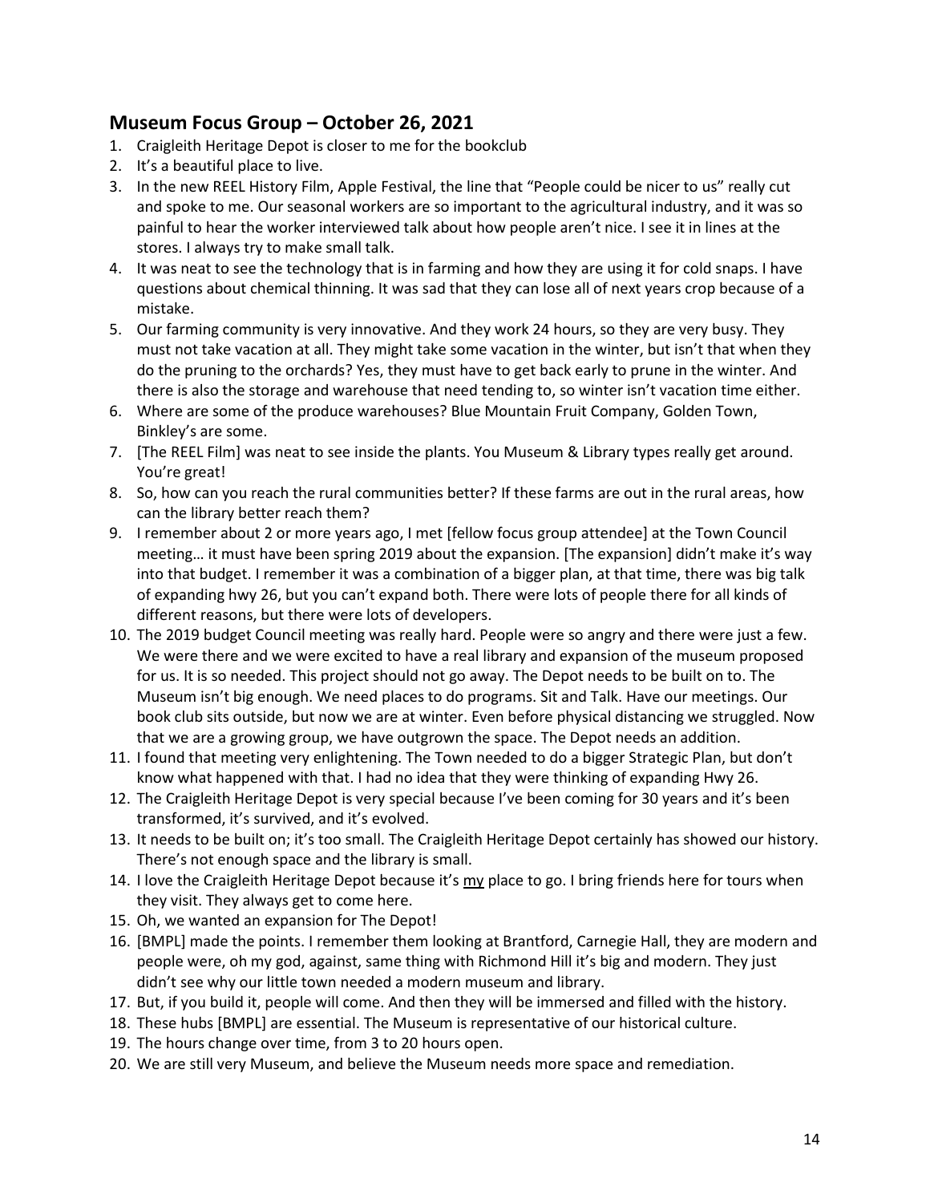## Museum Focus Group – October 26, 2021

1. Craigleith Heritage Depot is closer to me for the bookclub
2. It's a beautiful place to live.
3. In the new REEL History Film, Apple Festival, the line that "People could be nicer to us" really cut and spoke to me. Our seasonal workers are so important to the agricultural industry, and it was so painful to hear the worker interviewed talk about how people aren't nice. I see it in lines at the stores. I always try to make small talk.
4. It was neat to see the technology that is in farming and how they are using it for cold snaps. I have questions about chemical thinning. It was sad that they can lose all of next years crop because of a mistake.
5. Our farming community is very innovative. And they work 24 hours, so they are very busy. They must not take vacation at all. They might take some vacation in the winter, but isn't that when they do the pruning to the orchards? Yes, they must have to get back early to prune in the winter. And there is also the storage and warehouse that need tending to, so winter isn't vacation time either.
6. Where are some of the produce warehouses? Blue Mountain Fruit Company, Golden Town, Binkley's are some.
7. [The REEL Film] was neat to see inside the plants. You Museum & Library types really get around. You're great!
8. So, how can you reach the rural communities better? If these farms are out in the rural areas, how can the library better reach them?
9. I remember about 2 or more years ago, I met [fellow focus group attendee] at the Town Council meeting… it must have been spring 2019 about the expansion. [The expansion] didn't make it's way into that budget. I remember it was a combination of a bigger plan, at that time, there was big talk of expanding hwy 26, but you can't expand both. There were lots of people there for all kinds of different reasons, but there were lots of developers.
10. The 2019 budget Council meeting was really hard. People were so angry and there were just a few. We were there and we were excited to have a real library and expansion of the museum proposed for us. It is so needed. This project should not go away. The Depot needs to be built on to. The Museum isn't big enough. We need places to do programs. Sit and Talk. Have our meetings. Our book club sits outside, but now we are at winter. Even before physical distancing we struggled. Now that we are a growing group, we have outgrown the space. The Depot needs an addition.
11. I found that meeting very enlightening. The Town needed to do a bigger Strategic Plan, but don't know what happened with that. I had no idea that they were thinking of expanding Hwy 26.
12. The Craigleith Heritage Depot is very special because I've been coming for 30 years and it's been transformed, it's survived, and it's evolved.
13. It needs to be built on; it's too small. The Craigleith Heritage Depot certainly has showed our history. There's not enough space and the library is small.
14. I love the Craigleith Heritage Depot because it's <u>my</u> place to go. I bring friends here for tours when they visit. They always get to come here.
15. Oh, we wanted an expansion for The Depot!
16. [BMPL] made the points. I remember them looking at Brantford, Carnegie Hall, they are modern and people were, oh my god, against, same thing with Richmond Hill it's big and modern. They just didn't see why our little town needed a modern museum and library.
17. But, if you build it, people will come. And then they will be immersed and filled with the history.
18. These hubs [BMPL] are essential. The Museum is representative of our historical culture.
19. The hours change over time, from 3 to 20 hours open.
20. We are still very Museum, and believe the Museum needs more space and remediation.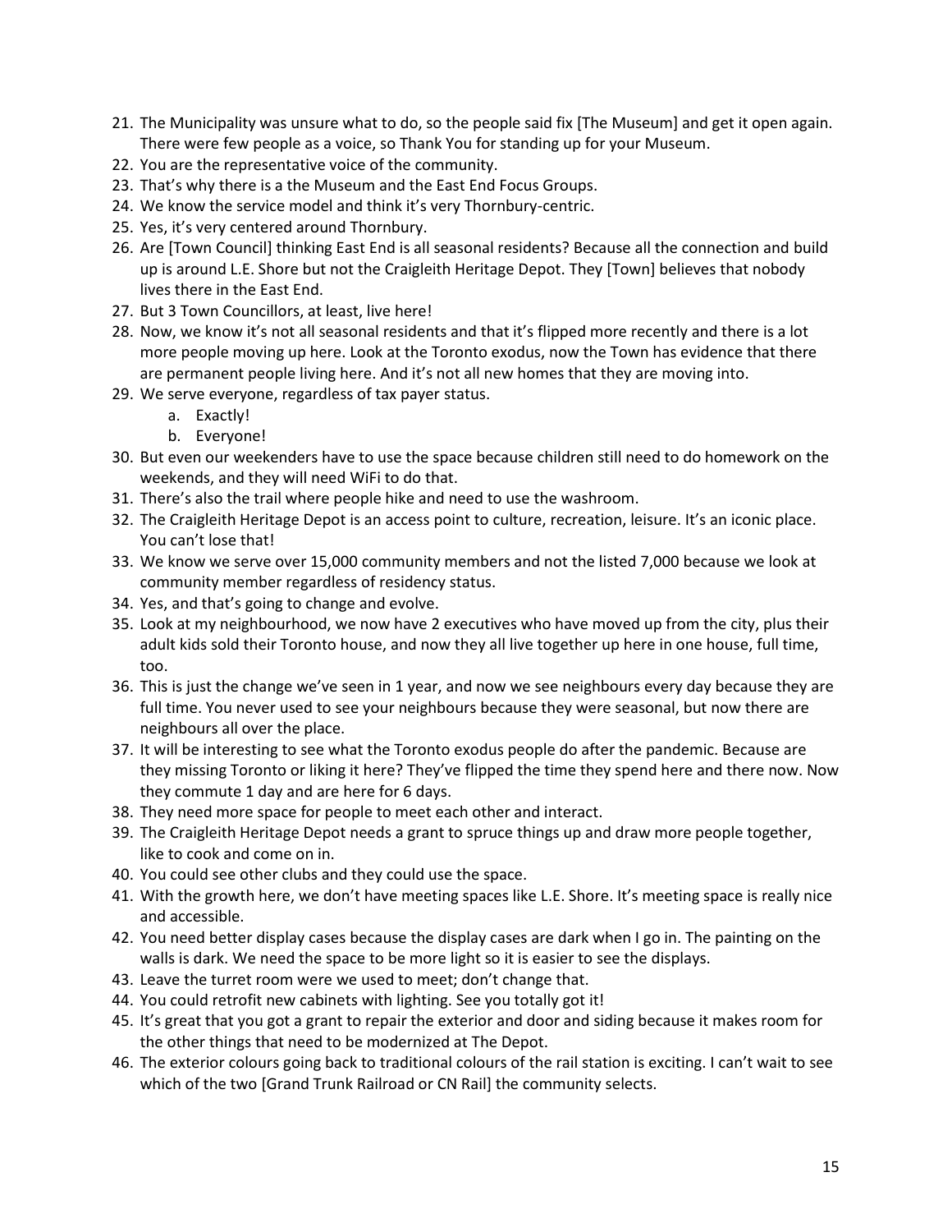21. The Municipality was unsure what to do, so the people said fix [The Museum] and get it open again. There were few people as a voice, so Thank You for standing up for your Museum.
22. You are the representative voice of the community.
23. That's why there is a the Museum and the East End Focus Groups.
24. We know the service model and think it's very Thornbury-centric.
25. Yes, it's very centered around Thornbury.
26. Are [Town Council] thinking East End is all seasonal residents? Because all the connection and build up is around L.E. Shore but not the Craigleith Heritage Depot. They [Town] believes that nobody lives there in the East End.
27. But 3 Town Councillors, at least, live here!
28. Now, we know it's not all seasonal residents and that it's flipped more recently and there is a lot more people moving up here. Look at the Toronto exodus, now the Town has evidence that there are permanent people living here. And it's not all new homes that they are moving into.
29. We serve everyone, regardless of tax payer status.
    a. Exactly!
    b. Everyone!
30. But even our weekenders have to use the space because children still need to do homework on the weekends, and they will need WiFi to do that.
31. There's also the trail where people hike and need to use the washroom.
32. The Craigleith Heritage Depot is an access point to culture, recreation, leisure. It's an iconic place. You can't lose that!
33. We know we serve over 15,000 community members and not the listed 7,000 because we look at community member regardless of residency status.
34. Yes, and that's going to change and evolve.
35. Look at my neighbourhood, we now have 2 executives who have moved up from the city, plus their adult kids sold their Toronto house, and now they all live together up here in one house, full time, too.
36. This is just the change we've seen in 1 year, and now we see neighbours every day because they are full time. You never used to see your neighbours because they were seasonal, but now there are neighbours all over the place.
37. It will be interesting to see what the Toronto exodus people do after the pandemic. Because are they missing Toronto or liking it here? They've flipped the time they spend here and there now. Now they commute 1 day and are here for 6 days.
38. They need more space for people to meet each other and interact.
39. The Craigleith Heritage Depot needs a grant to spruce things up and draw more people together, like to cook and come on in.
40. You could see other clubs and they could use the space.
41. With the growth here, we don't have meeting spaces like L.E. Shore. It's meeting space is really nice and accessible.
42. You need better display cases because the display cases are dark when I go in. The painting on the walls is dark. We need the space to be more light so it is easier to see the displays.
43. Leave the turret room were we used to meet; don't change that.
44. You could retrofit new cabinets with lighting. See you totally got it!
45. It's great that you got a grant to repair the exterior and door and siding because it makes room for the other things that need to be modernized at The Depot.
46. The exterior colours going back to traditional colours of the rail station is exciting. I can't wait to see which of the two [Grand Trunk Railroad or CN Rail] the community selects.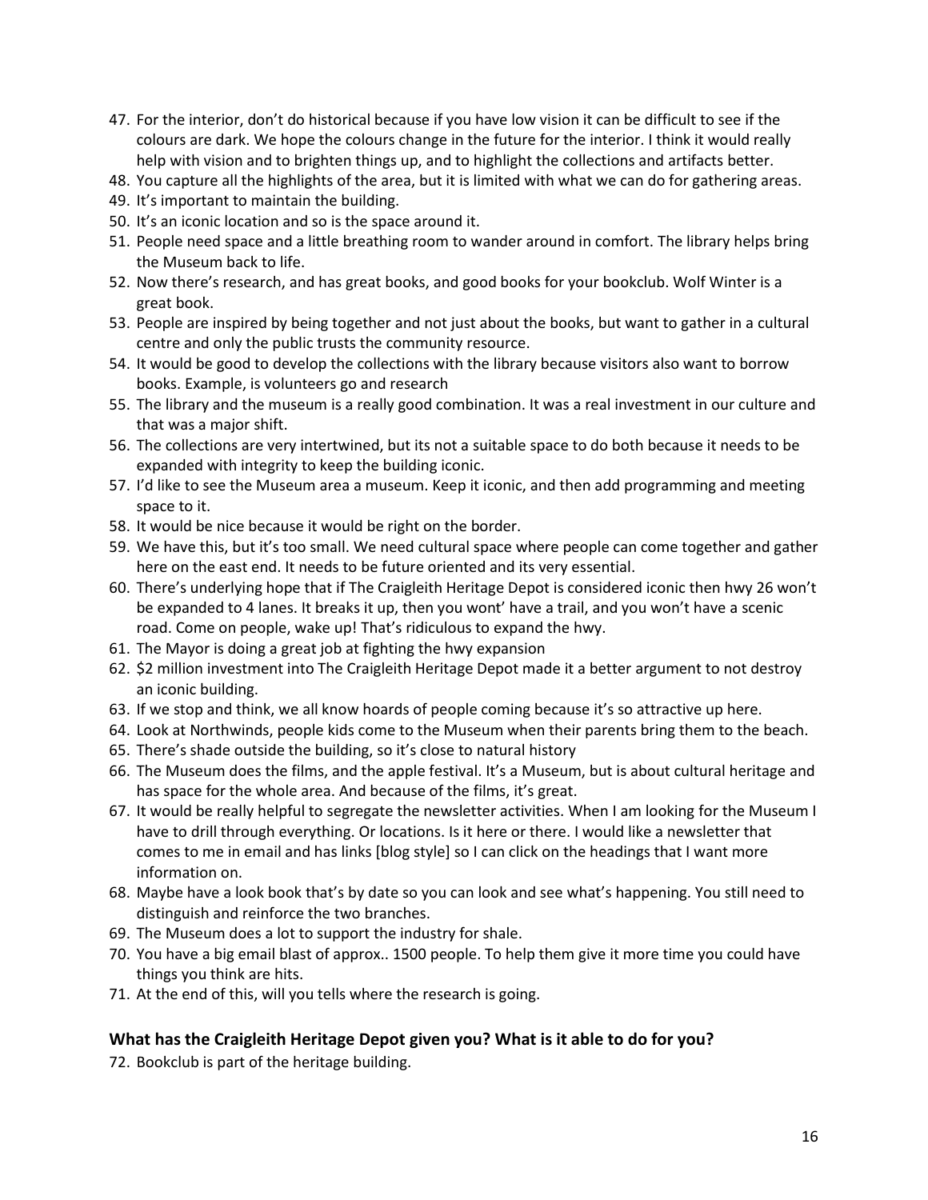47. For the interior, don't do historical because if you have low vision it can be difficult to see if the colours are dark. We hope the colours change in the future for the interior. I think it would really help with vision and to brighten things up, and to highlight the collections and artifacts better.
48. You capture all the highlights of the area, but it is limited with what we can do for gathering areas.
49. It's important to maintain the building.
50. It's an iconic location and so is the space around it.
51. People need space and a little breathing room to wander around in comfort. The library helps bring the Museum back to life.
52. Now there's research, and has great books, and good books for your bookclub. Wolf Winter is a great book.
53. People are inspired by being together and not just about the books, but want to gather in a cultural centre and only the public trusts the community resource.
54. It would be good to develop the collections with the library because visitors also want to borrow books. Example, is volunteers go and research
55. The library and the museum is a really good combination. It was a real investment in our culture and that was a major shift.
56. The collections are very intertwined, but its not a suitable space to do both because it needs to be expanded with integrity to keep the building iconic.
57. I'd like to see the Museum area a museum. Keep it iconic, and then add programming and meeting space to it.
58. It would be nice because it would be right on the border.
59. We have this, but it's too small. We need cultural space where people can come together and gather here on the east end. It needs to be future oriented and its very essential.
60. There's underlying hope that if The Craigleith Heritage Depot is considered iconic then hwy 26 won't be expanded to 4 lanes. It breaks it up, then you wont' have a trail, and you won't have a scenic road. Come on people, wake up! That's ridiculous to expand the hwy.
61. The Mayor is doing a great job at fighting the hwy expansion
62. $2 million investment into The Craigleith Heritage Depot made it a better argument to not destroy an iconic building.
63. If we stop and think, we all know hoards of people coming because it's so attractive up here.
64. Look at Northwinds, people kids come to the Museum when their parents bring them to the beach.
65. There's shade outside the building, so it's close to natural history
66. The Museum does the films, and the apple festival. It's a Museum, but is about cultural heritage and has space for the whole area. And because of the films, it's great.
67. It would be really helpful to segregate the newsletter activities. When I am looking for the Museum I have to drill through everything. Or locations. Is it here or there. I would like a newsletter that comes to me in email and has links [blog style] so I can click on the headings that I want more information on.
68. Maybe have a look book that's by date so you can look and see what's happening. You still need to distinguish and reinforce the two branches.
69. The Museum does a lot to support the industry for shale.
70. You have a big email blast of approx.. 1500 people. To help them give it more time you could have things you think are hits.
71. At the end of this, will you tells where the research is going.

### What has the Craigleith Heritage Depot given you? What is it able to do for you?

72. Bookclub is part of the heritage building.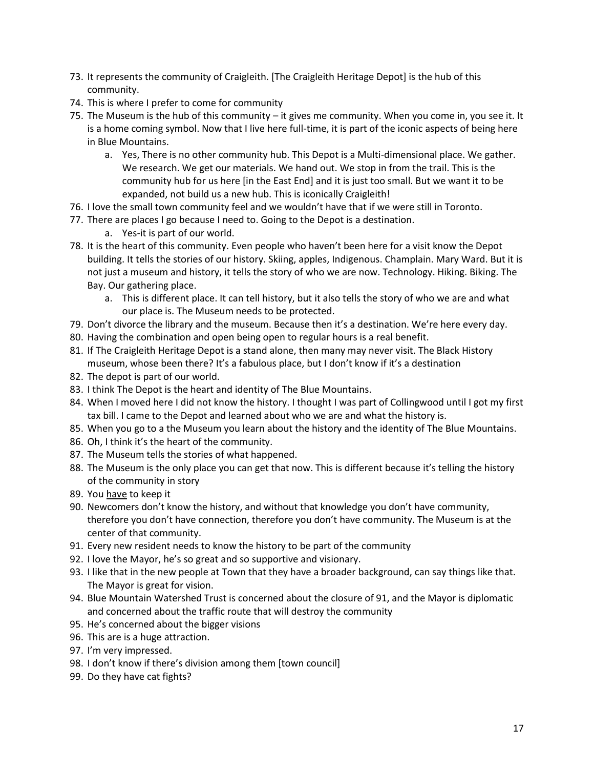73. It represents the community of Craigleith. [The Craigleith Heritage Depot] is the hub of this community.
74. This is where I prefer to come for community
75. The Museum is the hub of this community – it gives me community. When you come in, you see it. It is a home coming symbol. Now that I live here full-time, it is part of the iconic aspects of being here in Blue Mountains.
    a. Yes, There is no other community hub. This Depot is a Multi-dimensional place. We gather. We research. We get our materials. We hand out. We stop in from the trail. This is the community hub for us here [in the East End] and it is just too small. But we want it to be expanded, not build us a new hub. This is iconically Craigleith!
76. I love the small town community feel and we wouldn't have that if we were still in Toronto.
77. There are places I go because I need to. Going to the Depot is a destination.
    a. Yes-it is part of our world.
78. It is the heart of this community. Even people who haven't been here for a visit know the Depot building. It tells the stories of our history. Skiing, apples, Indigenous. Champlain. Mary Ward. But it is not just a museum and history, it tells the story of who we are now. Technology. Hiking. Biking. The Bay. Our gathering place.
    a. This is different place. It can tell history, but it also tells the story of who we are and what our place is. The Museum needs to be protected.
79. Don't divorce the library and the museum. Because then it's a destination. We're here every day.
80. Having the combination and open being open to regular hours is a real benefit.
81. If The Craigleith Heritage Depot is a stand alone, then many may never visit. The Black History museum, whose been there? It's a fabulous place, but I don't know if it's a destination
82. The depot is part of our world.
83. I think The Depot is the heart and identity of The Blue Mountains.
84. When I moved here I did not know the history. I thought I was part of Collingwood until I got my first tax bill. I came to the Depot and learned about who we are and what the history is.
85. When you go to a the Museum you learn about the history and the identity of The Blue Mountains.
86. Oh, I think it's the heart of the community.
87. The Museum tells the stories of what happened.
88. The Museum is the only place you can get that now. This is different because it's telling the history of the community in story
89. You <u>have</u> to keep it
90. Newcomers don't know the history, and without that knowledge you don't have community, therefore you don't have connection, therefore you don't have community. The Museum is at the center of that community.
91. Every new resident needs to know the history to be part of the community
92. I love the Mayor, he's so great and so supportive and visionary.
93. I like that in the new people at Town that they have a broader background, can say things like that. The Mayor is great for vision.
94. Blue Mountain Watershed Trust is concerned about the closure of 91, and the Mayor is diplomatic and concerned about the traffic route that will destroy the community
95. He's concerned about the bigger visions
96. This are is a huge attraction.
97. I'm very impressed.
98. I don't know if there's division among them [town council]
99. Do they have cat fights?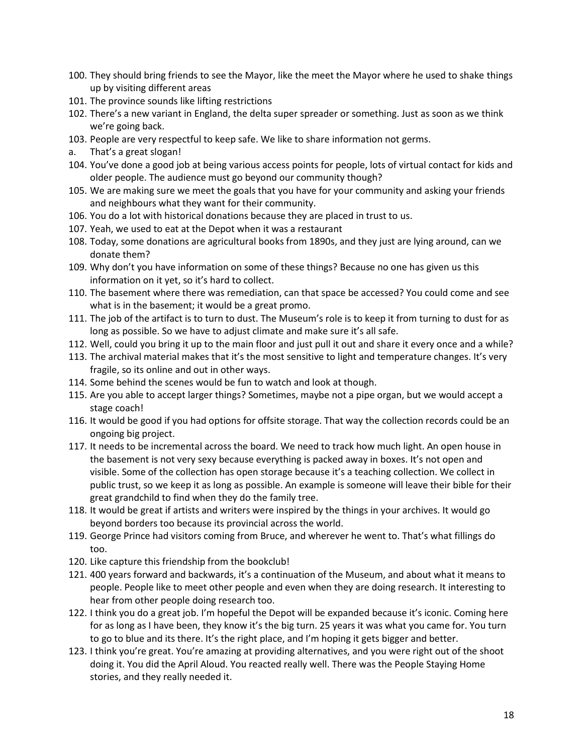100. They should bring friends to see the Mayor, like the meet the Mayor where he used to shake things up by visiting different areas
101. The province sounds like lifting restrictions
102. There's a new variant in England, the delta super spreader or something. Just as soon as we think we're going back.
103. People are very respectful to keep safe. We like to share information not germs.
   a. That's a great slogan!
104. You've done a good job at being various access points for people, lots of virtual contact for kids and older people. The audience must go beyond our community though?
105. We are making sure we meet the goals that you have for your community and asking your friends and neighbours what they want for their community.
106. You do a lot with historical donations because they are placed in trust to us.
107. Yeah, we used to eat at the Depot when it was a restaurant
108. Today, some donations are agricultural books from 1890s, and they just are lying around, can we donate them?
109. Why don't you have information on some of these things? Because no one has given us this information on it yet, so it's hard to collect.
110. The basement where there was remediation, can that space be accessed? You could come and see what is in the basement; it would be a great promo.
111. The job of the artifact is to turn to dust. The Museum's role is to keep it from turning to dust for as long as possible. So we have to adjust climate and make sure it's all safe.
112. Well, could you bring it up to the main floor and just pull it out and share it every once and a while?
113. The archival material makes that it's the most sensitive to light and temperature changes. It's very fragile, so its online and out in other ways.
114. Some behind the scenes would be fun to watch and look at though.
115. Are you able to accept larger things? Sometimes, maybe not a pipe organ, but we would accept a stage coach!
116. It would be good if you had options for offsite storage. That way the collection records could be an ongoing big project.
117. It needs to be incremental across the board. We need to track how much light. An open house in the basement is not very sexy because everything is packed away in boxes. It's not open and visible. Some of the collection has open storage because it's a teaching collection. We collect in public trust, so we keep it as long as possible. An example is someone will leave their bible for their great grandchild to find when they do the family tree.
118. It would be great if artists and writers were inspired by the things in your archives. It would go beyond borders too because its provincial across the world.
119. George Prince had visitors coming from Bruce, and wherever he went to. That's what fillings do too.
120. Like capture this friendship from the bookclub!
121. 400 years forward and backwards, it's a continuation of the Museum, and about what it means to people. People like to meet other people and even when they are doing research. It interesting to hear from other people doing research too.
122. I think you do a great job. I'm hopeful the Depot will be expanded because it's iconic. Coming here for as long as I have been, they know it's the big turn. 25 years it was what you came for. You turn to go to blue and its there. It's the right place, and I'm hoping it gets bigger and better.
123. I think you're great. You're amazing at providing alternatives, and you were right out of the shoot doing it. You did the April Aloud. You reacted really well. There was the People Staying Home stories, and they really needed it.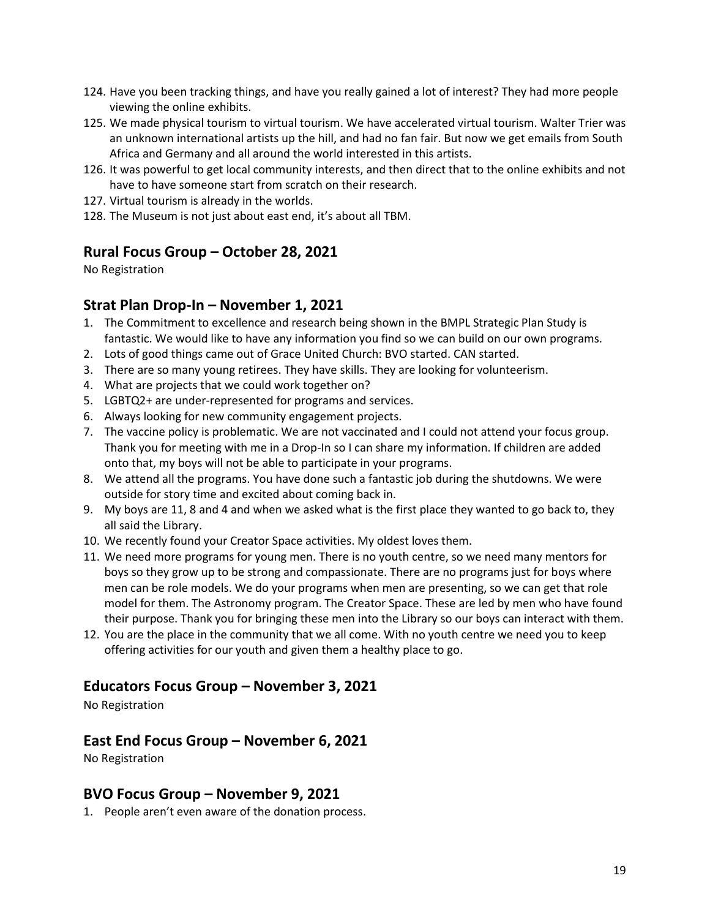124. Have you been tracking things, and have you really gained a lot of interest? They had more people viewing the online exhibits.
125. We made physical tourism to virtual tourism. We have accelerated virtual tourism. Walter Trier was an unknown international artists up the hill, and had no fan fair. But now we get emails from South Africa and Germany and all around the world interested in this artists.
126. It was powerful to get local community interests, and then direct that to the online exhibits and not have to have someone start from scratch on their research.
127. Virtual tourism is already in the worlds.
128. The Museum is not just about east end, it's about all TBM.

## Rural Focus Group – October 28, 2021

No Registration

## Strat Plan Drop-In – November 1, 2021

1. The Commitment to excellence and research being shown in the BMPL Strategic Plan Study is fantastic. We would like to have any information you find so we can build on our own programs.
2. Lots of good things came out of Grace United Church: BVO started. CAN started.
3. There are so many young retirees. They have skills. They are looking for volunteerism.
4. What are projects that we could work together on?
5. LGBTQ2+ are under-represented for programs and services.
6. Always looking for new community engagement projects.
7. The vaccine policy is problematic. We are not vaccinated and I could not attend your focus group. Thank you for meeting with me in a Drop-In so I can share my information. If children are added onto that, my boys will not be able to participate in your programs.
8. We attend all the programs. You have done such a fantastic job during the shutdowns. We were outside for story time and excited about coming back in.
9. My boys are 11, 8 and 4 and when we asked what is the first place they wanted to go back to, they all said the Library.
10. We recently found your Creator Space activities. My oldest loves them.
11. We need more programs for young men. There is no youth centre, so we need many mentors for boys so they grow up to be strong and compassionate. There are no programs just for boys where men can be role models. We do your programs when men are presenting, so we can get that role model for them. The Astronomy program. The Creator Space. These are led by men who have found their purpose. Thank you for bringing these men into the Library so our boys can interact with them.
12. You are the place in the community that we all come. With no youth centre we need you to keep offering activities for our youth and given them a healthy place to go.

## Educators Focus Group – November 3, 2021

No Registration

## East End Focus Group – November 6, 2021

No Registration

## BVO Focus Group – November 9, 2021

1. People aren't even aware of the donation process.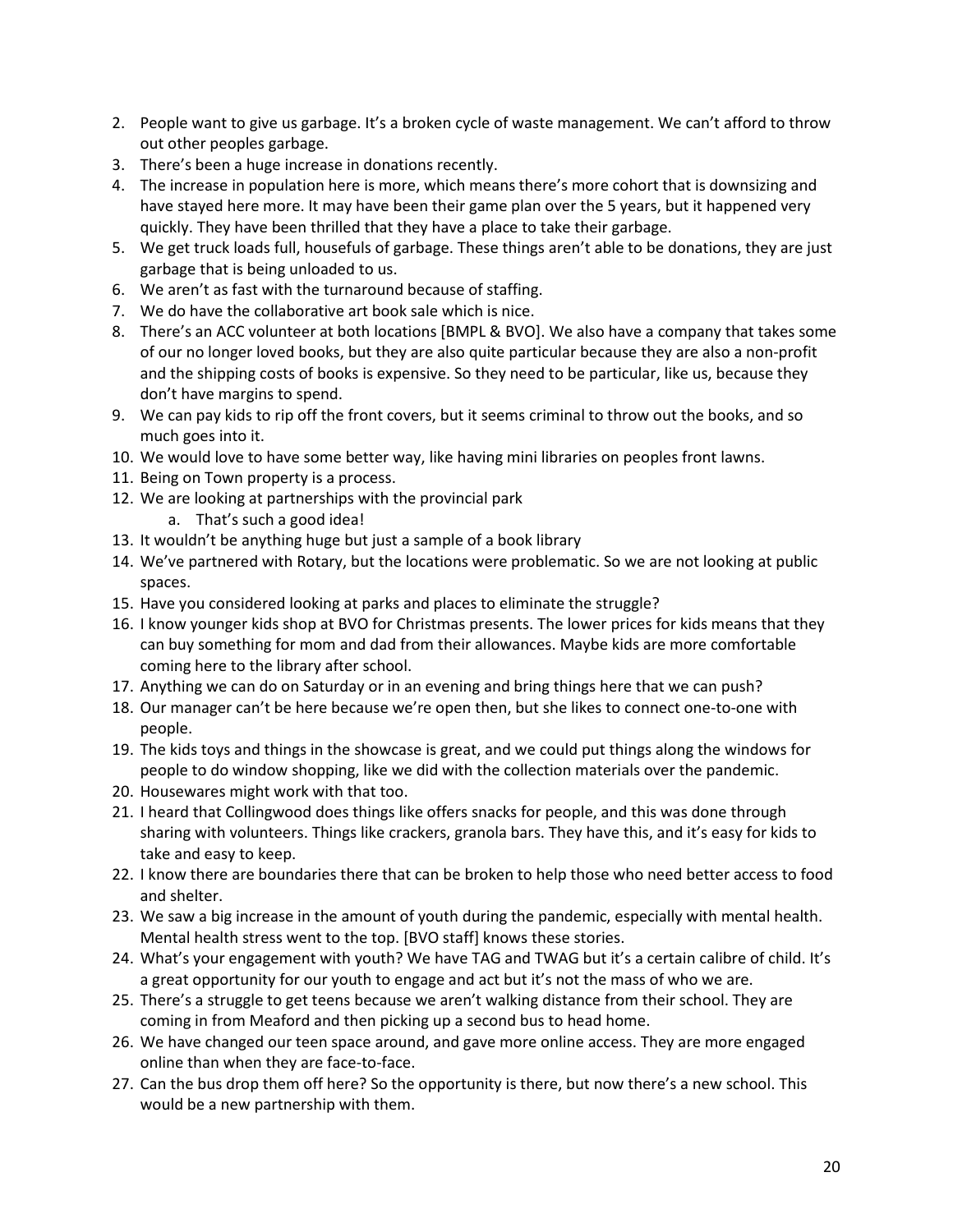2. People want to give us garbage. It's a broken cycle of waste management. We can't afford to throw out other peoples garbage.
3. There's been a huge increase in donations recently.
4. The increase in population here is more, which means there's more cohort that is downsizing and have stayed here more. It may have been their game plan over the 5 years, but it happened very quickly. They have been thrilled that they have a place to take their garbage.
5. We get truck loads full, housefuls of garbage. These things aren't able to be donations, they are just garbage that is being unloaded to us.
6. We aren't as fast with the turnaround because of staffing.
7. We do have the collaborative art book sale which is nice.
8. There's an ACC volunteer at both locations [BMPL & BVO]. We also have a company that takes some of our no longer loved books, but they are also quite particular because they are also a non-profit and the shipping costs of books is expensive. So they need to be particular, like us, because they don't have margins to spend.
9. We can pay kids to rip off the front covers, but it seems criminal to throw out the books, and so much goes into it.
10. We would love to have some better way, like having mini libraries on peoples front lawns.
11. Being on Town property is a process.
12. We are looking at partnerships with the provincial park
    a. That's such a good idea!
13. It wouldn't be anything huge but just a sample of a book library
14. We've partnered with Rotary, but the locations were problematic. So we are not looking at public spaces.
15. Have you considered looking at parks and places to eliminate the struggle?
16. I know younger kids shop at BVO for Christmas presents. The lower prices for kids means that they can buy something for mom and dad from their allowances. Maybe kids are more comfortable coming here to the library after school.
17. Anything we can do on Saturday or in an evening and bring things here that we can push?
18. Our manager can't be here because we're open then, but she likes to connect one-to-one with people.
19. The kids toys and things in the showcase is great, and we could put things along the windows for people to do window shopping, like we did with the collection materials over the pandemic.
20. Housewares might work with that too.
21. I heard that Collingwood does things like offers snacks for people, and this was done through sharing with volunteers. Things like crackers, granola bars. They have this, and it's easy for kids to take and easy to keep.
22. I know there are boundaries there that can be broken to help those who need better access to food and shelter.
23. We saw a big increase in the amount of youth during the pandemic, especially with mental health. Mental health stress went to the top. [BVO staff] knows these stories.
24. What's your engagement with youth? We have TAG and TWAG but it's a certain calibre of child. It's a great opportunity for our youth to engage and act but it's not the mass of who we are.
25. There's a struggle to get teens because we aren't walking distance from their school. They are coming in from Meaford and then picking up a second bus to head home.
26. We have changed our teen space around, and gave more online access. They are more engaged online than when they are face-to-face.
27. Can the bus drop them off here? So the opportunity is there, but now there's a new school. This would be a new partnership with them.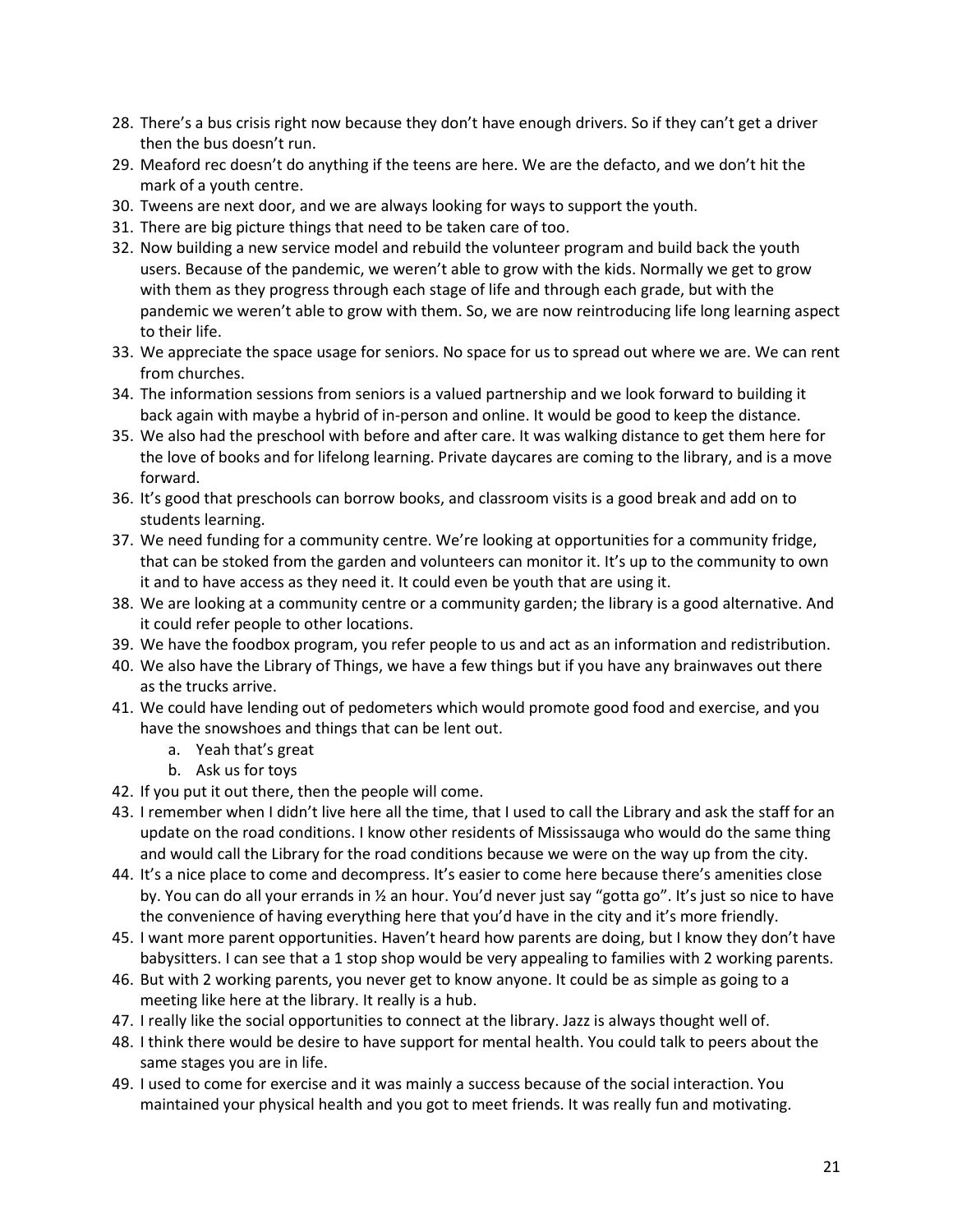28. There's a bus crisis right now because they don't have enough drivers. So if they can't get a driver then the bus doesn't run.
29. Meaford rec doesn't do anything if the teens are here. We are the defacto, and we don't hit the mark of a youth centre.
30. Tweens are next door, and we are always looking for ways to support the youth.
31. There are big picture things that need to be taken care of too.
32. Now building a new service model and rebuild the volunteer program and build back the youth users. Because of the pandemic, we weren't able to grow with the kids. Normally we get to grow with them as they progress through each stage of life and through each grade, but with the pandemic we weren't able to grow with them. So, we are now reintroducing life long learning aspect to their life.
33. We appreciate the space usage for seniors. No space for us to spread out where we are. We can rent from churches.
34. The information sessions from seniors is a valued partnership and we look forward to building it back again with maybe a hybrid of in-person and online. It would be good to keep the distance.
35. We also had the preschool with before and after care. It was walking distance to get them here for the love of books and for lifelong learning. Private daycares are coming to the library, and is a move forward.
36. It's good that preschools can borrow books, and classroom visits is a good break and add on to students learning.
37. We need funding for a community centre. We're looking at opportunities for a community fridge, that can be stoked from the garden and volunteers can monitor it. It's up to the community to own it and to have access as they need it. It could even be youth that are using it.
38. We are looking at a community centre or a community garden; the library is a good alternative. And it could refer people to other locations.
39. We have the foodbox program, you refer people to us and act as an information and redistribution.
40. We also have the Library of Things, we have a few things but if you have any brainwaves out there as the trucks arrive.
41. We could have lending out of pedometers which would promote good food and exercise, and you have the snowshoes and things that can be lent out.
    a. Yeah that's great
    b. Ask us for toys
42. If you put it out there, then the people will come.
43. I remember when I didn't live here all the time, that I used to call the Library and ask the staff for an update on the road conditions. I know other residents of Mississauga who would do the same thing and would call the Library for the road conditions because we were on the way up from the city.
44. It's a nice place to come and decompress. It's easier to come here because there's amenities close by. You can do all your errands in ½ an hour. You'd never just say "gotta go". It's just so nice to have the convenience of having everything here that you'd have in the city and it's more friendly.
45. I want more parent opportunities. Haven't heard how parents are doing, but I know they don't have babysitters. I can see that a 1 stop shop would be very appealing to families with 2 working parents.
46. But with 2 working parents, you never get to know anyone. It could be as simple as going to a meeting like here at the library. It really is a hub.
47. I really like the social opportunities to connect at the library. Jazz is always thought well of.
48. I think there would be desire to have support for mental health. You could talk to peers about the same stages you are in life.
49. I used to come for exercise and it was mainly a success because of the social interaction. You maintained your physical health and you got to meet friends. It was really fun and motivating.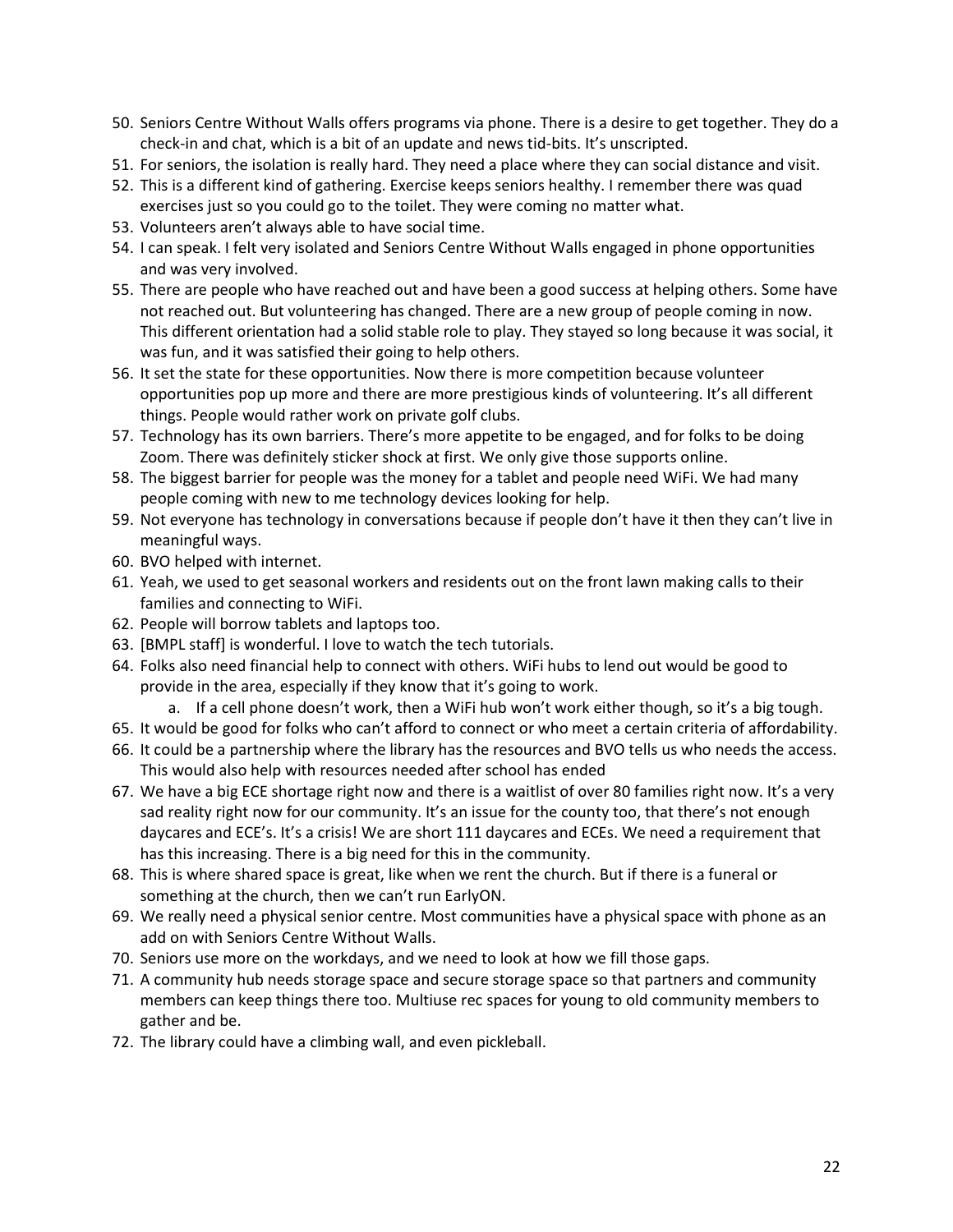50. Seniors Centre Without Walls offers programs via phone. There is a desire to get together. They do a check-in and chat, which is a bit of an update and news tid-bits. It's unscripted.
51. For seniors, the isolation is really hard. They need a place where they can social distance and visit.
52. This is a different kind of gathering. Exercise keeps seniors healthy. I remember there was quad exercises just so you could go to the toilet. They were coming no matter what.
53. Volunteers aren't always able to have social time.
54. I can speak. I felt very isolated and Seniors Centre Without Walls engaged in phone opportunities and was very involved.
55. There are people who have reached out and have been a good success at helping others. Some have not reached out. But volunteering has changed. There are a new group of people coming in now. This different orientation had a solid stable role to play. They stayed so long because it was social, it was fun, and it was satisfied their going to help others.
56. It set the state for these opportunities. Now there is more competition because volunteer opportunities pop up more and there are more prestigious kinds of volunteering. It's all different things. People would rather work on private golf clubs.
57. Technology has its own barriers. There's more appetite to be engaged, and for folks to be doing Zoom. There was definitely sticker shock at first. We only give those supports online.
58. The biggest barrier for people was the money for a tablet and people need WiFi. We had many people coming with new to me technology devices looking for help.
59. Not everyone has technology in conversations because if people don't have it then they can't live in meaningful ways.
60. BVO helped with internet.
61. Yeah, we used to get seasonal workers and residents out on the front lawn making calls to their families and connecting to WiFi.
62. People will borrow tablets and laptops too.
63. [BMPL staff] is wonderful. I love to watch the tech tutorials.
64. Folks also need financial help to connect with others. WiFi hubs to lend out would be good to provide in the area, especially if they know that it's going to work.
    a. If a cell phone doesn't work, then a WiFi hub won't work either though, so it's a big tough.
65. It would be good for folks who can't afford to connect or who meet a certain criteria of affordability.
66. It could be a partnership where the library has the resources and BVO tells us who needs the access. This would also help with resources needed after school has ended
67. We have a big ECE shortage right now and there is a waitlist of over 80 families right now. It's a very sad reality right now for our community. It's an issue for the county too, that there's not enough daycares and ECE's. It's a crisis! We are short 111 daycares and ECEs. We need a requirement that has this increasing. There is a big need for this in the community.
68. This is where shared space is great, like when we rent the church. But if there is a funeral or something at the church, then we can't run EarlyON.
69. We really need a physical senior centre. Most communities have a physical space with phone as an add on with Seniors Centre Without Walls.
70. Seniors use more on the workdays, and we need to look at how we fill those gaps.
71. A community hub needs storage space and secure storage space so that partners and community members can keep things there too. Multiuse rec spaces for young to old community members to gather and be.
72. The library could have a climbing wall, and even pickleball.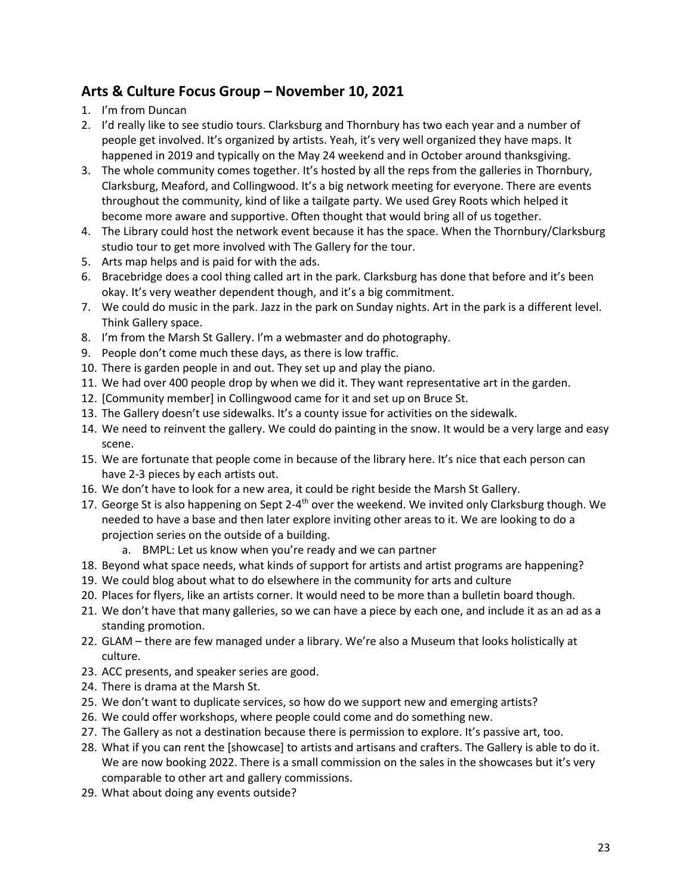## Arts & Culture Focus Group – November 10, 2021

1. I'm from Duncan
2. I'd really like to see studio tours. Clarksburg and Thornbury has two each year and a number of people get involved. It's organized by artists. Yeah, it's very well organized they have maps. It happened in 2019 and typically on the May 24 weekend and in October around thanksgiving.
3. The whole community comes together. It's hosted by all the reps from the galleries in Thornbury, Clarksburg, Meaford, and Collingwood. It's a big network meeting for everyone. There are events throughout the community, kind of like a tailgate party. We used Grey Roots which helped it become more aware and supportive. Often thought that would bring all of us together.
4. The Library could host the network event because it has the space. When the Thornbury/Clarksburg studio tour to get more involved with The Gallery for the tour.
5. Arts map helps and is paid for with the ads.
6. Bracebridge does a cool thing called art in the park. Clarksburg has done that before and it's been okay. It's very weather dependent though, and it's a big commitment.
7. We could do music in the park. Jazz in the park on Sunday nights. Art in the park is a different level. Think Gallery space.
8. I'm from the Marsh St Gallery. I'm a webmaster and do photography.
9. People don't come much these days, as there is low traffic.
10. There is garden people in and out. They set up and play the piano.
11. We had over 400 people drop by when we did it. They want representative art in the garden.
12. [Community member] in Collingwood came for it and set up on Bruce St.
13. The Gallery doesn't use sidewalks. It's a county issue for activities on the sidewalk.
14. We need to reinvent the gallery. We could do painting in the snow. It would be a very large and easy scene.
15. We are fortunate that people come in because of the library here. It's nice that each person can have 2-3 pieces by each artists out.
16. We don't have to look for a new area, it could be right beside the Marsh St Gallery.
17. George St is also happening on Sept 2-4th over the weekend. We invited only Clarksburg though. We needed to have a base and then later explore inviting other areas to it. We are looking to do a projection series on the outside of a building.
    a. BMPL: Let us know when you're ready and we can partner
18. Beyond what space needs, what kinds of support for artists and artist programs are happening?
19. We could blog about what to do elsewhere in the community for arts and culture
20. Places for flyers, like an artists corner. It would need to be more than a bulletin board though.
21. We don't have that many galleries, so we can have a piece by each one, and include it as an ad as a standing promotion.
22. GLAM – there are few managed under a library. We're also a Museum that looks holistically at culture.
23. ACC presents, and speaker series are good.
24. There is drama at the Marsh St.
25. We don't want to duplicate services, so how do we support new and emerging artists?
26. We could offer workshops, where people could come and do something new.
27. The Gallery as not a destination because there is permission to explore. It's passive art, too.
28. What if you can rent the [showcase] to artists and artisans and crafters. The Gallery is able to do it. We are now booking 2022. There is a small commission on the sales in the showcases but it's very comparable to other art and gallery commissions.
29. What about doing any events outside?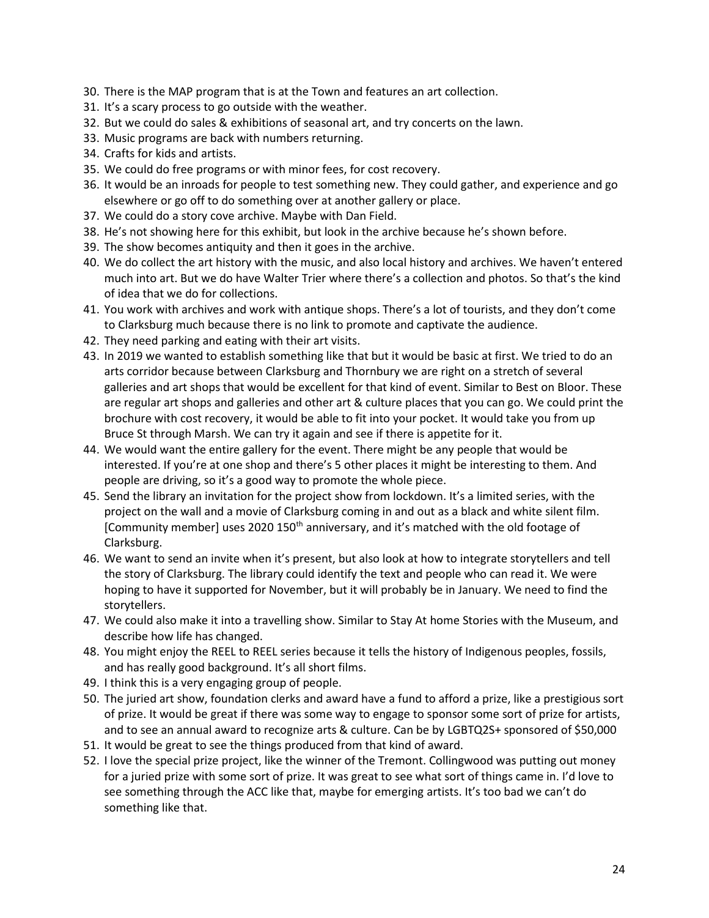30. There is the MAP program that is at the Town and features an art collection.
31. It's a scary process to go outside with the weather.
32. But we could do sales & exhibitions of seasonal art, and try concerts on the lawn.
33. Music programs are back with numbers returning.
34. Crafts for kids and artists.
35. We could do free programs or with minor fees, for cost recovery.
36. It would be an inroads for people to test something new. They could gather, and experience and go elsewhere or go off to do something over at another gallery or place.
37. We could do a story cove archive. Maybe with Dan Field.
38. He's not showing here for this exhibit, but look in the archive because he's shown before.
39. The show becomes antiquity and then it goes in the archive.
40. We do collect the art history with the music, and also local history and archives. We haven't entered much into art. But we do have Walter Trier where there's a collection and photos. So that's the kind of idea that we do for collections.
41. You work with archives and work with antique shops. There's a lot of tourists, and they don't come to Clarksburg much because there is no link to promote and captivate the audience.
42. They need parking and eating with their art visits.
43. In 2019 we wanted to establish something like that but it would be basic at first. We tried to do an arts corridor because between Clarksburg and Thornbury we are right on a stretch of several galleries and art shops that would be excellent for that kind of event. Similar to Best on Bloor. These are regular art shops and galleries and other art & culture places that you can go. We could print the brochure with cost recovery, it would be able to fit into your pocket. It would take you from up Bruce St through Marsh. We can try it again and see if there is appetite for it.
44. We would want the entire gallery for the event. There might be any people that would be interested. If you're at one shop and there's 5 other places it might be interesting to them. And people are driving, so it's a good way to promote the whole piece.
45. Send the library an invitation for the project show from lockdown. It's a limited series, with the project on the wall and a movie of Clarksburg coming in and out as a black and white silent film. [Community member] uses 2020 150th anniversary, and it's matched with the old footage of Clarksburg.
46. We want to send an invite when it's present, but also look at how to integrate storytellers and tell the story of Clarksburg. The library could identify the text and people who can read it. We were hoping to have it supported for November, but it will probably be in January. We need to find the storytellers.
47. We could also make it into a travelling show. Similar to Stay At home Stories with the Museum, and describe how life has changed.
48. You might enjoy the REEL to REEL series because it tells the history of Indigenous peoples, fossils, and has really good background. It's all short films.
49. I think this is a very engaging group of people.
50. The juried art show, foundation clerks and award have a fund to afford a prize, like a prestigious sort of prize. It would be great if there was some way to engage to sponsor some sort of prize for artists, and to see an annual award to recognize arts & culture. Can be by LGBTQ2S+ sponsored of $50,000
51. It would be great to see the things produced from that kind of award.
52. I love the special prize project, like the winner of the Tremont. Collingwood was putting out money for a juried prize with some sort of prize. It was great to see what sort of things came in. I'd love to see something through the ACC like that, maybe for emerging artists. It's too bad we can't do something like that.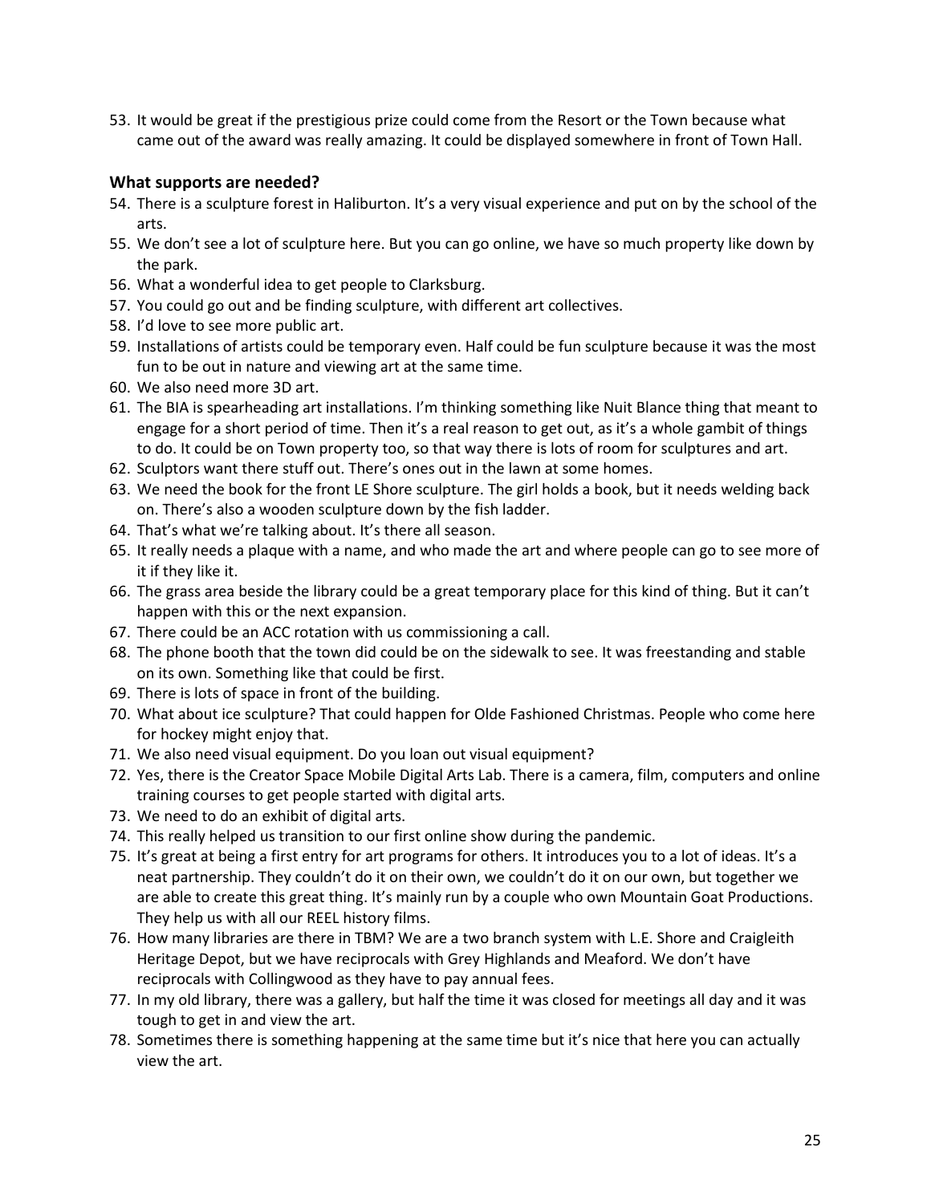53. It would be great if the prestigious prize could come from the Resort or the Town because what came out of the award was really amazing. It could be displayed somewhere in front of Town Hall.

### What supports are needed?

54. There is a sculpture forest in Haliburton. It's a very visual experience and put on by the school of the arts.
55. We don't see a lot of sculpture here. But you can go online, we have so much property like down by the park.
56. What a wonderful idea to get people to Clarksburg.
57. You could go out and be finding sculpture, with different art collectives.
58. I'd love to see more public art.
59. Installations of artists could be temporary even. Half could be fun sculpture because it was the most fun to be out in nature and viewing art at the same time.
60. We also need more 3D art.
61. The BIA is spearheading art installations. I'm thinking something like Nuit Blance thing that meant to engage for a short period of time. Then it's a real reason to get out, as it's a whole gambit of things to do. It could be on Town property too, so that way there is lots of room for sculptures and art.
62. Sculptors want there stuff out. There's ones out in the lawn at some homes.
63. We need the book for the front LE Shore sculpture. The girl holds a book, but it needs welding back on. There's also a wooden sculpture down by the fish ladder.
64. That's what we're talking about. It's there all season.
65. It really needs a plaque with a name, and who made the art and where people can go to see more of it if they like it.
66. The grass area beside the library could be a great temporary place for this kind of thing. But it can't happen with this or the next expansion.
67. There could be an ACC rotation with us commissioning a call.
68. The phone booth that the town did could be on the sidewalk to see. It was freestanding and stable on its own. Something like that could be first.
69. There is lots of space in front of the building.
70. What about ice sculpture? That could happen for Olde Fashioned Christmas. People who come here for hockey might enjoy that.
71. We also need visual equipment. Do you loan out visual equipment?
72. Yes, there is the Creator Space Mobile Digital Arts Lab. There is a camera, film, computers and online training courses to get people started with digital arts.
73. We need to do an exhibit of digital arts.
74. This really helped us transition to our first online show during the pandemic.
75. It's great at being a first entry for art programs for others. It introduces you to a lot of ideas. It's a neat partnership. They couldn't do it on their own, we couldn't do it on our own, but together we are able to create this great thing. It's mainly run by a couple who own Mountain Goat Productions. They help us with all our REEL history films.
76. How many libraries are there in TBM? We are a two branch system with L.E. Shore and Craigleith Heritage Depot, but we have reciprocals with Grey Highlands and Meaford. We don't have reciprocals with Collingwood as they have to pay annual fees.
77. In my old library, there was a gallery, but half the time it was closed for meetings all day and it was tough to get in and view the art.
78. Sometimes there is something happening at the same time but it's nice that here you can actually view the art.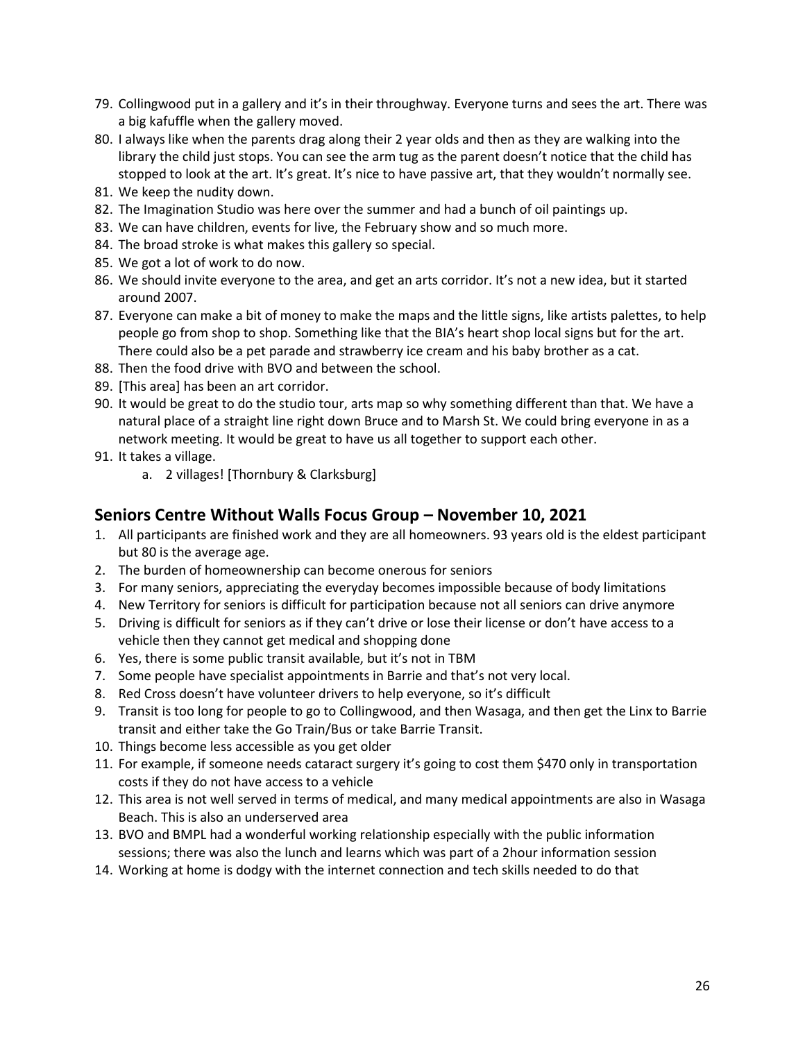79. Collingwood put in a gallery and it's in their throughway. Everyone turns and sees the art. There was a big kafuffle when the gallery moved.
80. I always like when the parents drag along their 2 year olds and then as they are walking into the library the child just stops. You can see the arm tug as the parent doesn't notice that the child has stopped to look at the art. It's great. It's nice to have passive art, that they wouldn't normally see.
81. We keep the nudity down.
82. The Imagination Studio was here over the summer and had a bunch of oil paintings up.
83. We can have children, events for live, the February show and so much more.
84. The broad stroke is what makes this gallery so special.
85. We got a lot of work to do now.
86. We should invite everyone to the area, and get an arts corridor. It's not a new idea, but it started around 2007.
87. Everyone can make a bit of money to make the maps and the little signs, like artists palettes, to help people go from shop to shop. Something like that the BIA's heart shop local signs but for the art. There could also be a pet parade and strawberry ice cream and his baby brother as a cat.
88. Then the food drive with BVO and between the school.
89. [This area] has been an art corridor.
90. It would be great to do the studio tour, arts map so why something different than that. We have a natural place of a straight line right down Bruce and to Marsh St. We could bring everyone in as a network meeting. It would be great to have us all together to support each other.
91. It takes a village.
    a. 2 villages! [Thornbury & Clarksburg]

## Seniors Centre Without Walls Focus Group – November 10, 2021

1. All participants are finished work and they are all homeowners. 93 years old is the eldest participant but 80 is the average age.
2. The burden of homeownership can become onerous for seniors
3. For many seniors, appreciating the everyday becomes impossible because of body limitations
4. New Territory for seniors is difficult for participation because not all seniors can drive anymore
5. Driving is difficult for seniors as if they can't drive or lose their license or don't have access to a vehicle then they cannot get medical and shopping done
6. Yes, there is some public transit available, but it's not in TBM
7. Some people have specialist appointments in Barrie and that's not very local.
8. Red Cross doesn't have volunteer drivers to help everyone, so it's difficult
9. Transit is too long for people to go to Collingwood, and then Wasaga, and then get the Linx to Barrie transit and either take the Go Train/Bus or take Barrie Transit.
10. Things become less accessible as you get older
11. For example, if someone needs cataract surgery it's going to cost them $470 only in transportation costs if they do not have access to a vehicle
12. This area is not well served in terms of medical, and many medical appointments are also in Wasaga Beach. This is also an underserved area
13. BVO and BMPL had a wonderful working relationship especially with the public information sessions; there was also the lunch and learns which was part of a 2hour information session
14. Working at home is dodgy with the internet connection and tech skills needed to do that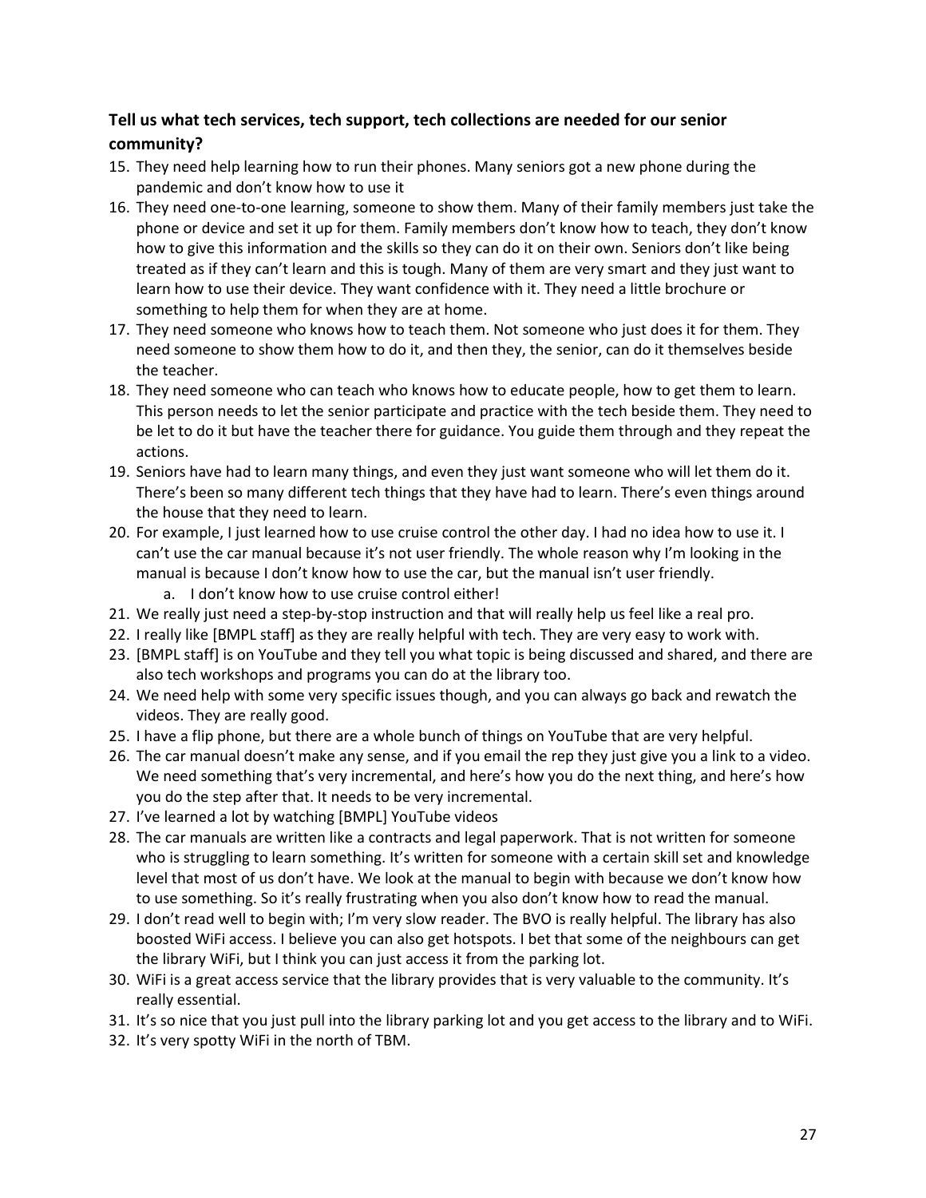**Tell us what tech services, tech support, tech collections are needed for our senior community?**

15. They need help learning how to run their phones. Many seniors got a new phone during the pandemic and don't know how to use it
16. They need one-to-one learning, someone to show them. Many of their family members just take the phone or device and set it up for them. Family members don't know how to teach, they don't know how to give this information and the skills so they can do it on their own. Seniors don't like being treated as if they can't learn and this is tough. Many of them are very smart and they just want to learn how to use their device. They want confidence with it. They need a little brochure or something to help them for when they are at home.
17. They need someone who knows how to teach them. Not someone who just does it for them. They need someone to show them how to do it, and then they, the senior, can do it themselves beside the teacher.
18. They need someone who can teach who knows how to educate people, how to get them to learn. This person needs to let the senior participate and practice with the tech beside them. They need to be let to do it but have the teacher there for guidance. You guide them through and they repeat the actions.
19. Seniors have had to learn many things, and even they just want someone who will let them do it. There's been so many different tech things that they have had to learn. There's even things around the house that they need to learn.
20. For example, I just learned how to use cruise control the other day. I had no idea how to use it. I can't use the car manual because it's not user friendly. The whole reason why I'm looking in the manual is because I don't know how to use the car, but the manual isn't user friendly.
    a. I don't know how to use cruise control either!
21. We really just need a step-by-stop instruction and that will really help us feel like a real pro.
22. I really like [BMPL staff] as they are really helpful with tech. They are very easy to work with.
23. [BMPL staff] is on YouTube and they tell you what topic is being discussed and shared, and there are also tech workshops and programs you can do at the library too.
24. We need help with some very specific issues though, and you can always go back and rewatch the videos. They are really good.
25. I have a flip phone, but there are a whole bunch of things on YouTube that are very helpful.
26. The car manual doesn't make any sense, and if you email the rep they just give you a link to a video. We need something that's very incremental, and here's how you do the next thing, and here's how you do the step after that. It needs to be very incremental.
27. I've learned a lot by watching [BMPL] YouTube videos
28. The car manuals are written like a contracts and legal paperwork. That is not written for someone who is struggling to learn something. It's written for someone with a certain skill set and knowledge level that most of us don't have. We look at the manual to begin with because we don't know how to use something. So it's really frustrating when you also don't know how to read the manual.
29. I don't read well to begin with; I'm very slow reader. The BVO is really helpful. The library has also boosted WiFi access. I believe you can also get hotspots. I bet that some of the neighbours can get the library WiFi, but I think you can just access it from the parking lot.
30. WiFi is a great access service that the library provides that is very valuable to the community. It's really essential.
31. It's so nice that you just pull into the library parking lot and you get access to the library and to WiFi.
32. It's very spotty WiFi in the north of TBM.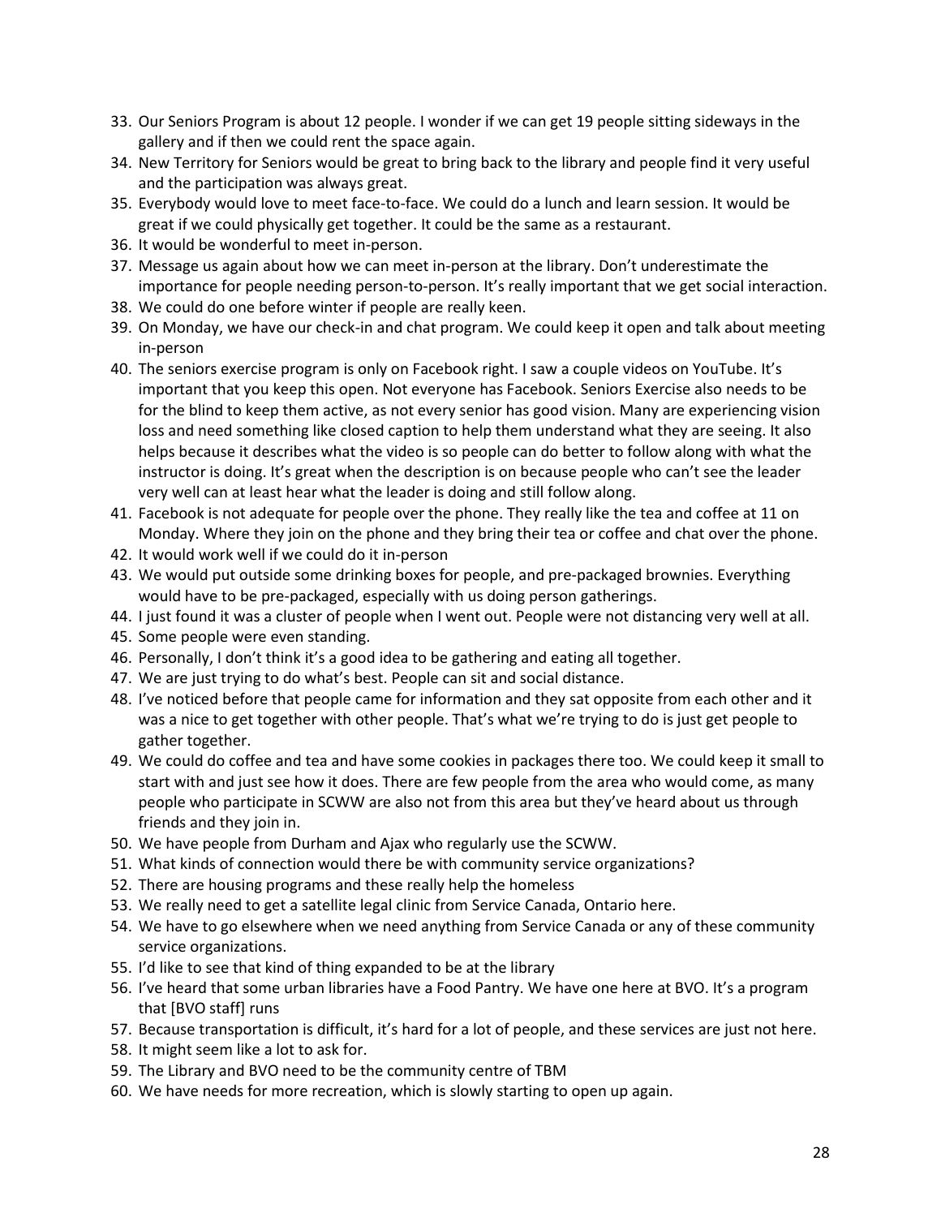33. Our Seniors Program is about 12 people. I wonder if we can get 19 people sitting sideways in the gallery and if then we could rent the space again.
34. New Territory for Seniors would be great to bring back to the library and people find it very useful and the participation was always great.
35. Everybody would love to meet face-to-face. We could do a lunch and learn session. It would be great if we could physically get together. It could be the same as a restaurant.
36. It would be wonderful to meet in-person.
37. Message us again about how we can meet in-person at the library. Don't underestimate the importance for people needing person-to-person. It's really important that we get social interaction.
38. We could do one before winter if people are really keen.
39. On Monday, we have our check-in and chat program. We could keep it open and talk about meeting in-person
40. The seniors exercise program is only on Facebook right. I saw a couple videos on YouTube. It's important that you keep this open. Not everyone has Facebook. Seniors Exercise also needs to be for the blind to keep them active, as not every senior has good vision. Many are experiencing vision loss and need something like closed caption to help them understand what they are seeing. It also helps because it describes what the video is so people can do better to follow along with what the instructor is doing. It's great when the description is on because people who can't see the leader very well can at least hear what the leader is doing and still follow along.
41. Facebook is not adequate for people over the phone. They really like the tea and coffee at 11 on Monday. Where they join on the phone and they bring their tea or coffee and chat over the phone.
42. It would work well if we could do it in-person
43. We would put outside some drinking boxes for people, and pre-packaged brownies. Everything would have to be pre-packaged, especially with us doing person gatherings.
44. I just found it was a cluster of people when I went out. People were not distancing very well at all.
45. Some people were even standing.
46. Personally, I don't think it's a good idea to be gathering and eating all together.
47. We are just trying to do what's best. People can sit and social distance.
48. I've noticed before that people came for information and they sat opposite from each other and it was a nice to get together with other people. That's what we're trying to do is just get people to gather together.
49. We could do coffee and tea and have some cookies in packages there too. We could keep it small to start with and just see how it does. There are few people from the area who would come, as many people who participate in SCWW are also not from this area but they've heard about us through friends and they join in.
50. We have people from Durham and Ajax who regularly use the SCWW.
51. What kinds of connection would there be with community service organizations?
52. There are housing programs and these really help the homeless
53. We really need to get a satellite legal clinic from Service Canada, Ontario here.
54. We have to go elsewhere when we need anything from Service Canada or any of these community service organizations.
55. I'd like to see that kind of thing expanded to be at the library
56. I've heard that some urban libraries have a Food Pantry. We have one here at BVO. It's a program that [BVO staff] runs
57. Because transportation is difficult, it's hard for a lot of people, and these services are just not here.
58. It might seem like a lot to ask for.
59. The Library and BVO need to be the community centre of TBM
60. We have needs for more recreation, which is slowly starting to open up again.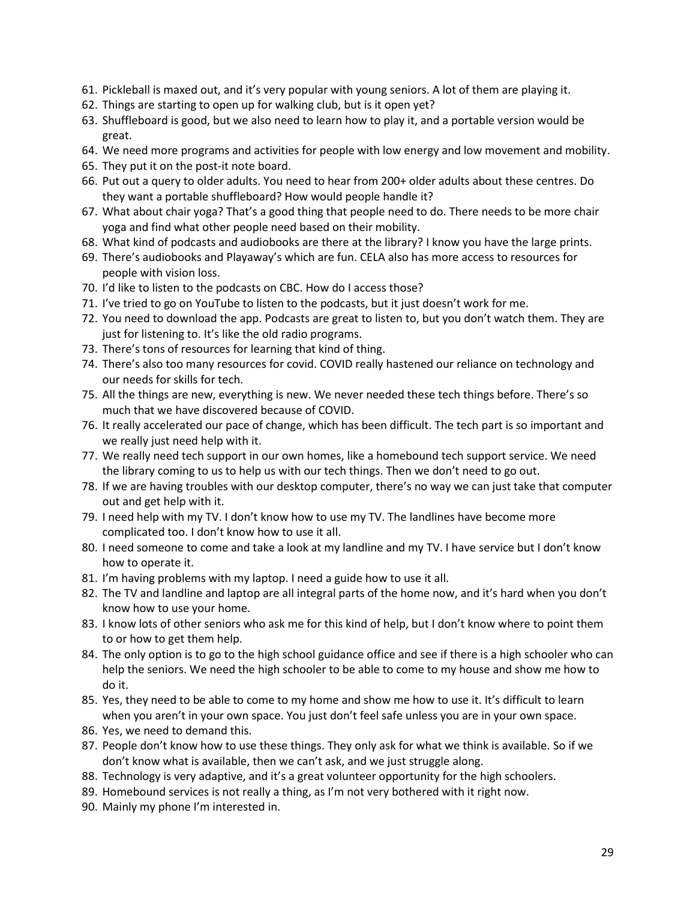61. Pickleball is maxed out, and it's very popular with young seniors. A lot of them are playing it.
62. Things are starting to open up for walking club, but is it open yet?
63. Shuffleboard is good, but we also need to learn how to play it, and a portable version would be great.
64. We need more programs and activities for people with low energy and low movement and mobility.
65. They put it on the post-it note board.
66. Put out a query to older adults. You need to hear from 200+ older adults about these centres. Do they want a portable shuffleboard? How would people handle it?
67. What about chair yoga? That's a good thing that people need to do. There needs to be more chair yoga and find what other people need based on their mobility.
68. What kind of podcasts and audiobooks are there at the library? I know you have the large prints.
69. There's audiobooks and Playaway's which are fun. CELA also has more access to resources for people with vision loss.
70. I'd like to listen to the podcasts on CBC. How do I access those?
71. I've tried to go on YouTube to listen to the podcasts, but it just doesn't work for me.
72. You need to download the app. Podcasts are great to listen to, but you don't watch them. They are just for listening to. It's like the old radio programs.
73. There's tons of resources for learning that kind of thing.
74. There's also too many resources for covid. COVID really hastened our reliance on technology and our needs for skills for tech.
75. All the things are new, everything is new. We never needed these tech things before. There's so much that we have discovered because of COVID.
76. It really accelerated our pace of change, which has been difficult. The tech part is so important and we really just need help with it.
77. We really need tech support in our own homes, like a homebound tech support service. We need the library coming to us to help us with our tech things. Then we don't need to go out.
78. If we are having troubles with our desktop computer, there's no way we can just take that computer out and get help with it.
79. I need help with my TV. I don't know how to use my TV. The landlines have become more complicated too. I don't know how to use it all.
80. I need someone to come and take a look at my landline and my TV. I have service but I don't know how to operate it.
81. I'm having problems with my laptop. I need a guide how to use it all.
82. The TV and landline and laptop are all integral parts of the home now, and it's hard when you don't know how to use your home.
83. I know lots of other seniors who ask me for this kind of help, but I don't know where to point them to or how to get them help.
84. The only option is to go to the high school guidance office and see if there is a high schooler who can help the seniors. We need the high schooler to be able to come to my house and show me how to do it.
85. Yes, they need to be able to come to my home and show me how to use it. It's difficult to learn when you aren't in your own space. You just don't feel safe unless you are in your own space.
86. Yes, we need to demand this.
87. People don't know how to use these things. They only ask for what we think is available. So if we don't know what is available, then we can't ask, and we just struggle along.
88. Technology is very adaptive, and it's a great volunteer opportunity for the high schoolers.
89. Homebound services is not really a thing, as I'm not very bothered with it right now.
90. Mainly my phone I'm interested in.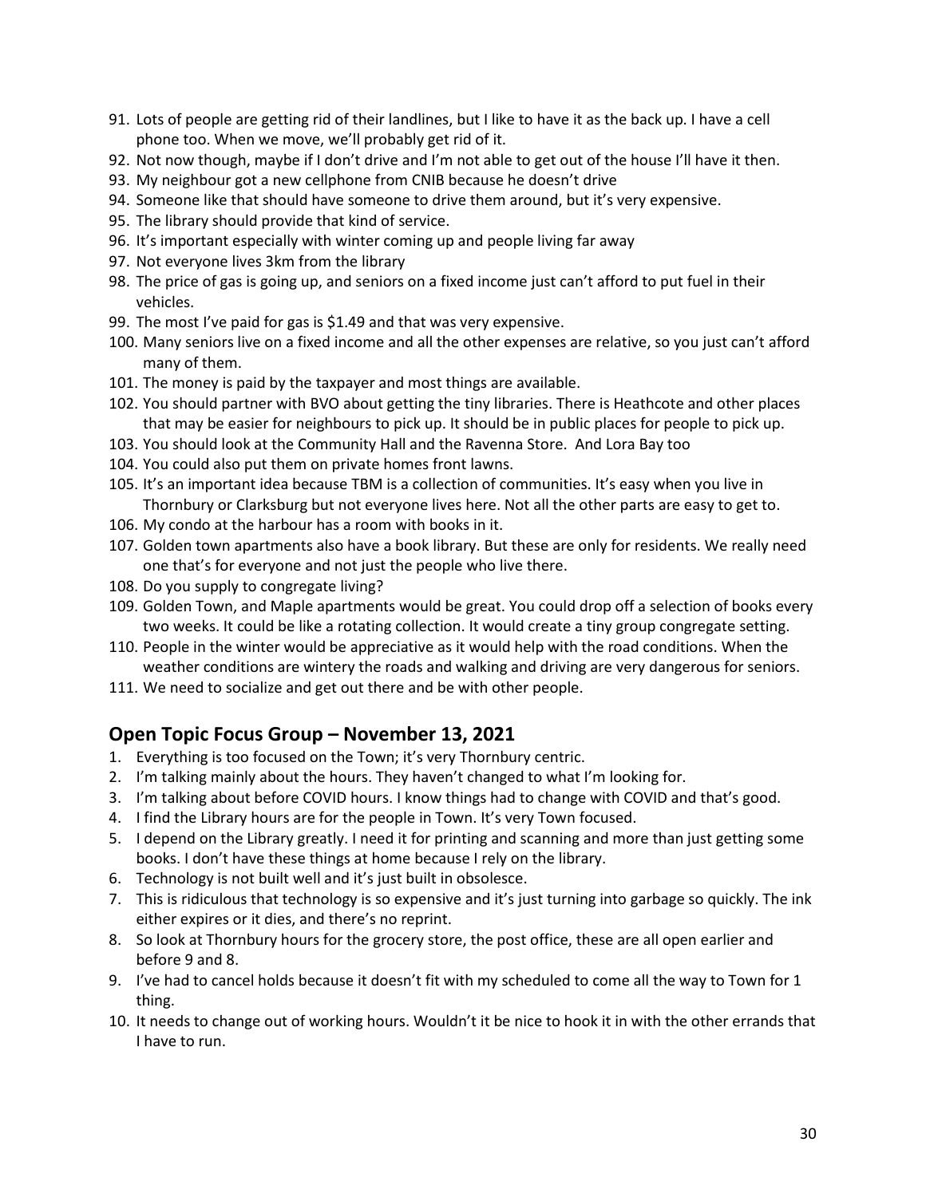91. Lots of people are getting rid of their landlines, but I like to have it as the back up. I have a cell phone too. When we move, we'll probably get rid of it.
92. Not now though, maybe if I don't drive and I'm not able to get out of the house I'll have it then.
93. My neighbour got a new cellphone from CNIB because he doesn't drive
94. Someone like that should have someone to drive them around, but it's very expensive.
95. The library should provide that kind of service.
96. It's important especially with winter coming up and people living far away
97. Not everyone lives 3km from the library
98. The price of gas is going up, and seniors on a fixed income just can't afford to put fuel in their vehicles.
99. The most I've paid for gas is $1.49 and that was very expensive.
100. Many seniors live on a fixed income and all the other expenses are relative, so you just can't afford many of them.
101. The money is paid by the taxpayer and most things are available.
102. You should partner with BVO about getting the tiny libraries. There is Heathcote and other places that may be easier for neighbours to pick up. It should be in public places for people to pick up.
103. You should look at the Community Hall and the Ravenna Store. And Lora Bay too
104. You could also put them on private homes front lawns.
105. It's an important idea because TBM is a collection of communities. It's easy when you live in Thornbury or Clarksburg but not everyone lives here. Not all the other parts are easy to get to.
106. My condo at the harbour has a room with books in it.
107. Golden town apartments also have a book library. But these are only for residents. We really need one that's for everyone and not just the people who live there.
108. Do you supply to congregate living?
109. Golden Town, and Maple apartments would be great. You could drop off a selection of books every two weeks. It could be like a rotating collection. It would create a tiny group congregate setting.
110. People in the winter would be appreciative as it would help with the road conditions. When the weather conditions are wintery the roads and walking and driving are very dangerous for seniors.
111. We need to socialize and get out there and be with other people.

## Open Topic Focus Group – November 13, 2021

1. Everything is too focused on the Town; it's very Thornbury centric.
2. I'm talking mainly about the hours. They haven't changed to what I'm looking for.
3. I'm talking about before COVID hours. I know things had to change with COVID and that's good.
4. I find the Library hours are for the people in Town. It's very Town focused.
5. I depend on the Library greatly. I need it for printing and scanning and more than just getting some books. I don't have these things at home because I rely on the library.
6. Technology is not built well and it's just built in obsolescence.
7. This is ridiculous that technology is so expensive and it's just turning into garbage so quickly. The ink either expires or it dies, and there's no reprint.
8. So look at Thornbury hours for the grocery store, the post office, these are all open earlier and before 9 and 8.
9. I've had to cancel holds because it doesn't fit with my scheduled to come all the way to Town for 1 thing.
10. It needs to change out of working hours. Wouldn't it be nice to hook it in with the other errands that I have to run.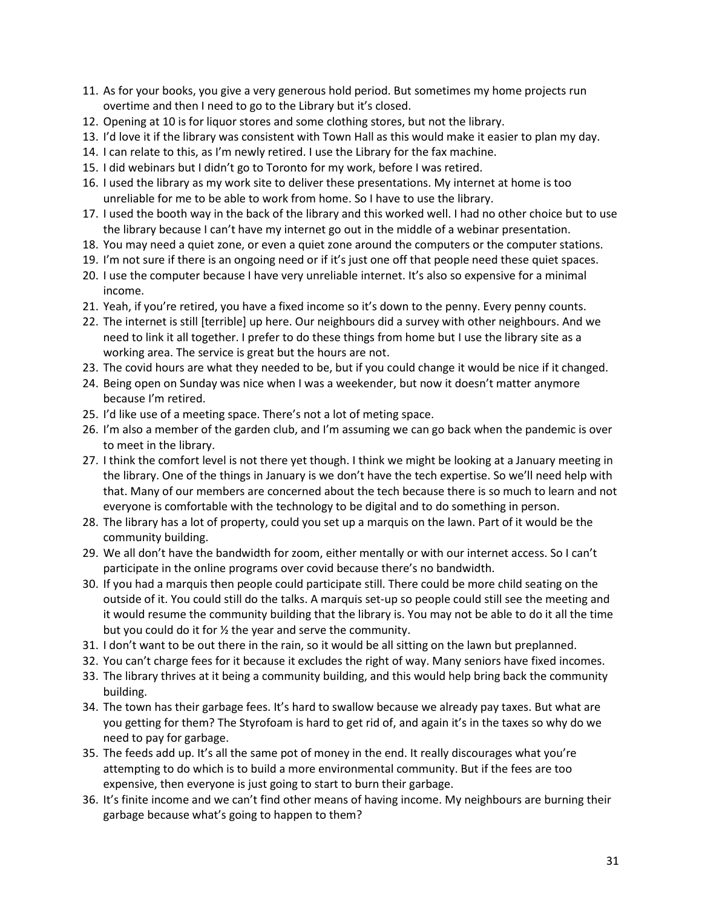11. As for your books, you give a very generous hold period. But sometimes my home projects run overtime and then I need to go to the Library but it's closed.
12. Opening at 10 is for liquor stores and some clothing stores, but not the library.
13. I'd love it if the library was consistent with Town Hall as this would make it easier to plan my day.
14. I can relate to this, as I'm newly retired. I use the Library for the fax machine.
15. I did webinars but I didn't go to Toronto for my work, before I was retired.
16. I used the library as my work site to deliver these presentations. My internet at home is too unreliable for me to be able to work from home. So I have to use the library.
17. I used the booth way in the back of the library and this worked well. I had no other choice but to use the library because I can't have my internet go out in the middle of a webinar presentation.
18. You may need a quiet zone, or even a quiet zone around the computers or the computer stations.
19. I'm not sure if there is an ongoing need or if it's just one off that people need these quiet spaces.
20. I use the computer because I have very unreliable internet. It's also so expensive for a minimal income.
21. Yeah, if you're retired, you have a fixed income so it's down to the penny. Every penny counts.
22. The internet is still [terrible] up here. Our neighbours did a survey with other neighbours. And we need to link it all together. I prefer to do these things from home but I use the library site as a working area. The service is great but the hours are not.
23. The covid hours are what they needed to be, but if you could change it would be nice if it changed.
24. Being open on Sunday was nice when I was a weekender, but now it doesn't matter anymore because I'm retired.
25. I'd like use of a meeting space. There's not a lot of meting space.
26. I'm also a member of the garden club, and I'm assuming we can go back when the pandemic is over to meet in the library.
27. I think the comfort level is not there yet though. I think we might be looking at a January meeting in the library. One of the things in January is we don't have the tech expertise. So we'll need help with that. Many of our members are concerned about the tech because there is so much to learn and not everyone is comfortable with the technology to be digital and to do something in person.
28. The library has a lot of property, could you set up a marquis on the lawn. Part of it would be the community building.
29. We all don't have the bandwidth for zoom, either mentally or with our internet access. So I can't participate in the online programs over covid because there's no bandwidth.
30. If you had a marquis then people could participate still. There could be more child seating on the outside of it. You could still do the talks. A marquis set-up so people could still see the meeting and it would resume the community building that the library is. You may not be able to do it all the time but you could do it for ½ the year and serve the community.
31. I don't want to be out there in the rain, so it would be all sitting on the lawn but preplanned.
32. You can't charge fees for it because it excludes the right of way. Many seniors have fixed incomes.
33. The library thrives at it being a community building, and this would help bring back the community building.
34. The town has their garbage fees. It's hard to swallow because we already pay taxes. But what are you getting for them? The Styrofoam is hard to get rid of, and again it's in the taxes so why do we need to pay for garbage.
35. The feeds add up. It's all the same pot of money in the end. It really discourages what you're attempting to do which is to build a more environmental community. But if the fees are too expensive, then everyone is just going to start to burn their garbage.
36. It's finite income and we can't find other means of having income. My neighbours are burning their garbage because what's going to happen to them?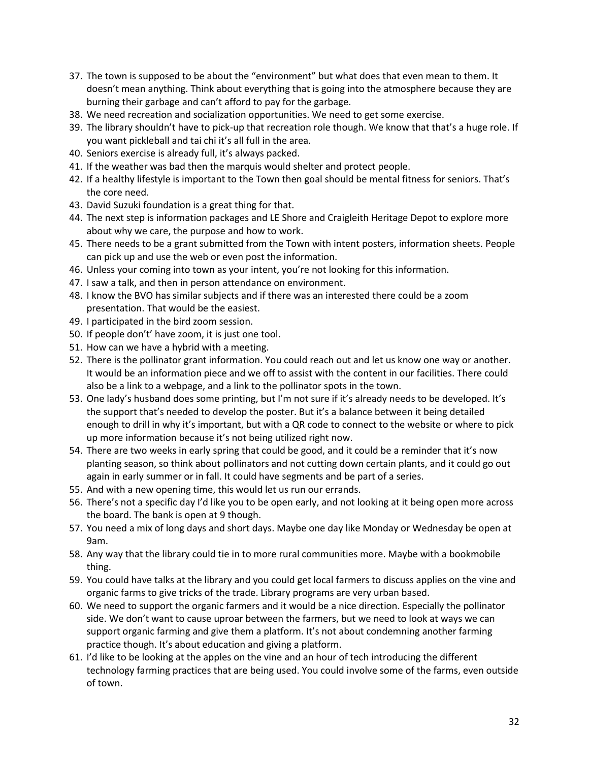37. The town is supposed to be about the "environment" but what does that even mean to them. It doesn't mean anything. Think about everything that is going into the atmosphere because they are burning their garbage and can't afford to pay for the garbage.
38. We need recreation and socialization opportunities. We need to get some exercise.
39. The library shouldn't have to pick-up that recreation role though. We know that that's a huge role. If you want pickleball and tai chi it's all full in the area.
40. Seniors exercise is already full, it's always packed.
41. If the weather was bad then the marquis would shelter and protect people.
42. If a healthy lifestyle is important to the Town then goal should be mental fitness for seniors. That's the core need.
43. David Suzuki foundation is a great thing for that.
44. The next step is information packages and LE Shore and Craigleith Heritage Depot to explore more about why we care, the purpose and how to work.
45. There needs to be a grant submitted from the Town with intent posters, information sheets. People can pick up and use the web or even post the information.
46. Unless your coming into town as your intent, you're not looking for this information.
47. I saw a talk, and then in person attendance on environment.
48. I know the BVO has similar subjects and if there was an interested there could be a zoom presentation. That would be the easiest.
49. I participated in the bird zoom session.
50. If people don't' have zoom, it is just one tool.
51. How can we have a hybrid with a meeting.
52. There is the pollinator grant information. You could reach out and let us know one way or another. It would be an information piece and we off to assist with the content in our facilities. There could also be a link to a webpage, and a link to the pollinator spots in the town.
53. One lady's husband does some printing, but I'm not sure if it's already needs to be developed. It's the support that's needed to develop the poster. But it's a balance between it being detailed enough to drill in why it's important, but with a QR code to connect to the website or where to pick up more information because it's not being utilized right now.
54. There are two weeks in early spring that could be good, and it could be a reminder that it's now planting season, so think about pollinators and not cutting down certain plants, and it could go out again in early summer or in fall. It could have segments and be part of a series.
55. And with a new opening time, this would let us run our errands.
56. There's not a specific day I'd like you to be open early, and not looking at it being open more across the board. The bank is open at 9 though.
57. You need a mix of long days and short days. Maybe one day like Monday or Wednesday be open at 9am.
58. Any way that the library could tie in to more rural communities more. Maybe with a bookmobile thing.
59. You could have talks at the library and you could get local farmers to discuss applies on the vine and organic farms to give tricks of the trade. Library programs are very urban based.
60. We need to support the organic farmers and it would be a nice direction. Especially the pollinator side. We don't want to cause uproar between the farmers, but we need to look at ways we can support organic farming and give them a platform. It's not about condemning another farming practice though. It's about education and giving a platform.
61. I'd like to be looking at the apples on the vine and an hour of tech introducing the different technology farming practices that are being used. You could involve some of the farms, even outside of town.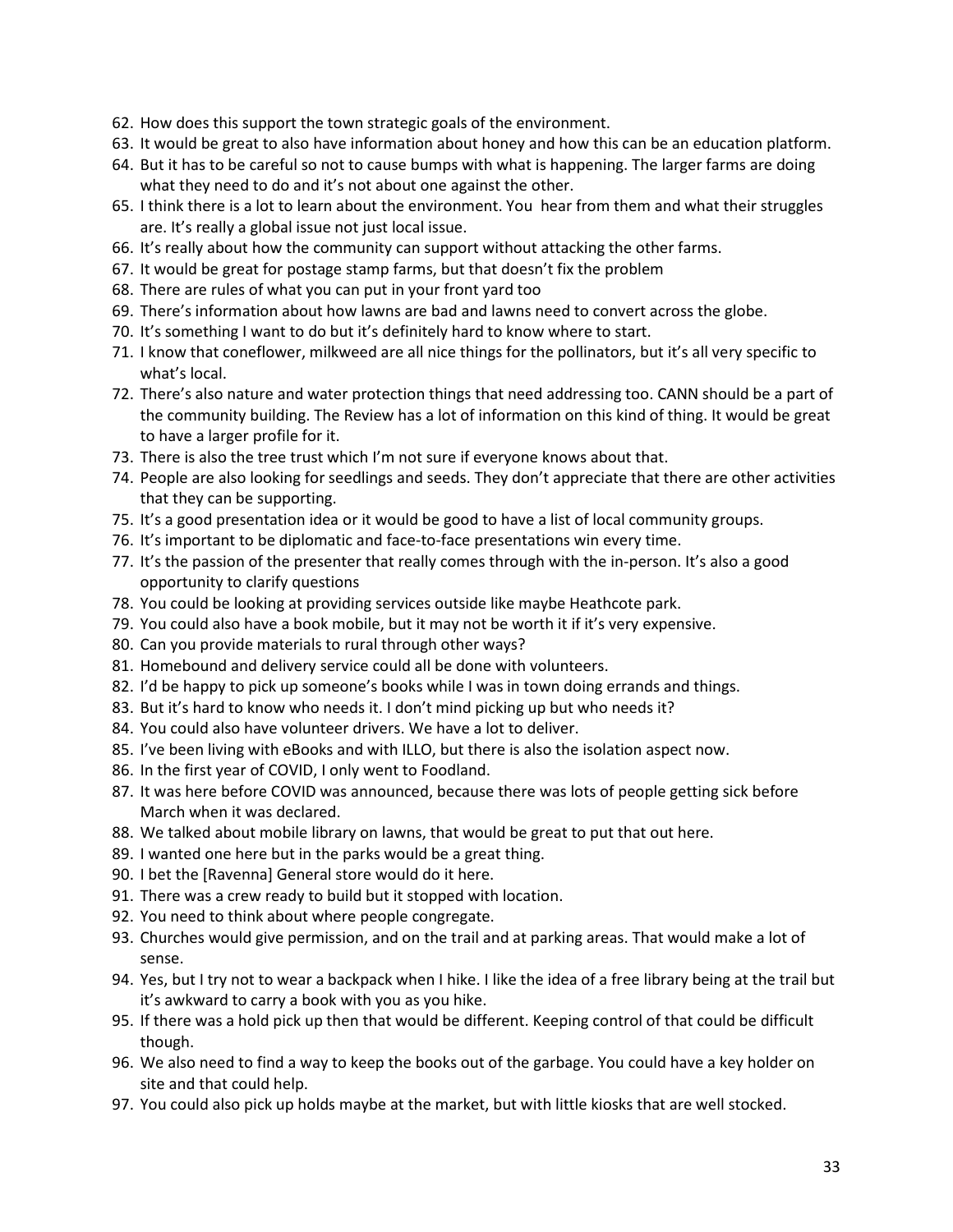62. How does this support the town strategic goals of the environment.
63. It would be great to also have information about honey and how this can be an education platform.
64. But it has to be careful so not to cause bumps with what is happening. The larger farms are doing what they need to do and it's not about one against the other.
65. I think there is a lot to learn about the environment. You hear from them and what their struggles are. It's really a global issue not just local issue.
66. It's really about how the community can support without attacking the other farms.
67. It would be great for postage stamp farms, but that doesn't fix the problem
68. There are rules of what you can put in your front yard too
69. There's information about how lawns are bad and lawns need to convert across the globe.
70. It's something I want to do but it's definitely hard to know where to start.
71. I know that coneflower, milkweed are all nice things for the pollinators, but it's all very specific to what's local.
72. There's also nature and water protection things that need addressing too. CANN should be a part of the community building. The Review has a lot of information on this kind of thing. It would be great to have a larger profile for it.
73. There is also the tree trust which I'm not sure if everyone knows about that.
74. People are also looking for seedlings and seeds. They don't appreciate that there are other activities that they can be supporting.
75. It's a good presentation idea or it would be good to have a list of local community groups.
76. It's important to be diplomatic and face-to-face presentations win every time.
77. It's the passion of the presenter that really comes through with the in-person. It's also a good opportunity to clarify questions
78. You could be looking at providing services outside like maybe Heathcote park.
79. You could also have a book mobile, but it may not be worth it if it's very expensive.
80. Can you provide materials to rural through other ways?
81. Homebound and delivery service could all be done with volunteers.
82. I'd be happy to pick up someone's books while I was in town doing errands and things.
83. But it's hard to know who needs it. I don't mind picking up but who needs it?
84. You could also have volunteer drivers. We have a lot to deliver.
85. I've been living with eBooks and with ILLO, but there is also the isolation aspect now.
86. In the first year of COVID, I only went to Foodland.
87. It was here before COVID was announced, because there was lots of people getting sick before March when it was declared.
88. We talked about mobile library on lawns, that would be great to put that out here.
89. I wanted one here but in the parks would be a great thing.
90. I bet the [Ravenna] General store would do it here.
91. There was a crew ready to build but it stopped with location.
92. You need to think about where people congregate.
93. Churches would give permission, and on the trail and at parking areas. That would make a lot of sense.
94. Yes, but I try not to wear a backpack when I hike. I like the idea of a free library being at the trail but it's awkward to carry a book with you as you hike.
95. If there was a hold pick up then that would be different. Keeping control of that could be difficult though.
96. We also need to find a way to keep the books out of the garbage. You could have a key holder on site and that could help.
97. You could also pick up holds maybe at the market, but with little kiosks that are well stocked.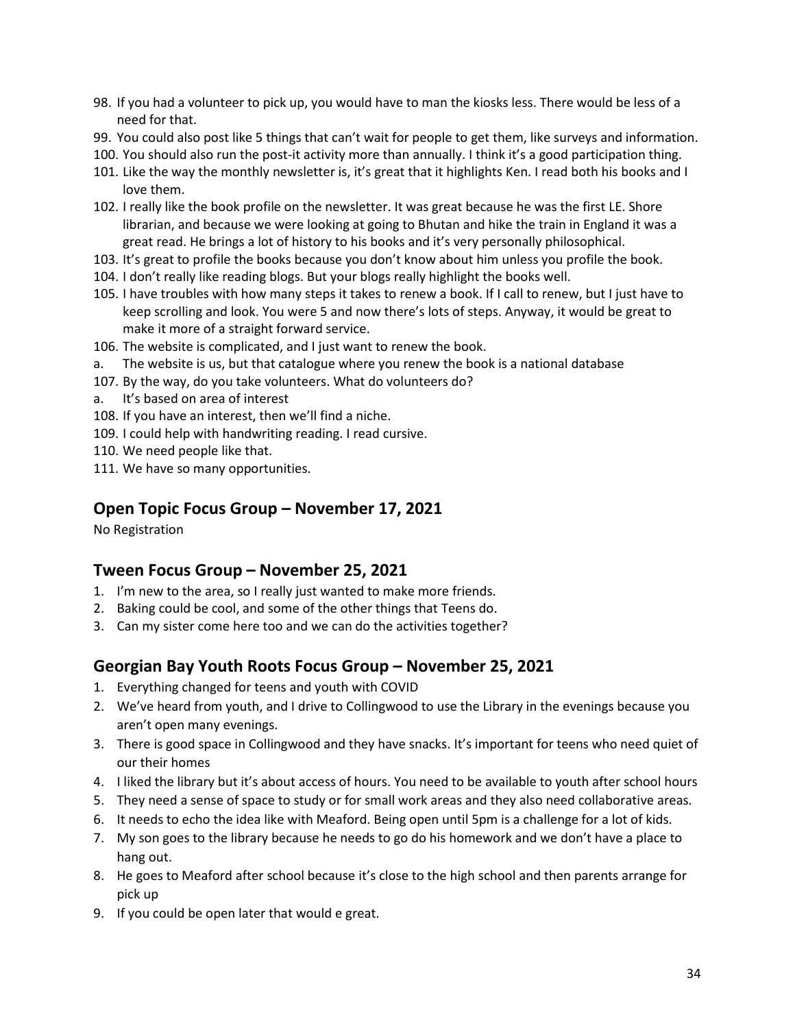98. If you had a volunteer to pick up, you would have to man the kiosks less. There would be less of a need for that.
99. You could also post like 5 things that can't wait for people to get them, like surveys and information.
100. You should also run the post-it activity more than annually. I think it's a good participation thing.
101. Like the way the monthly newsletter is, it's great that it highlights Ken. I read both his books and I love them.
102. I really like the book profile on the newsletter. It was great because he was the first LE. Shore librarian, and because we were looking at going to Bhutan and hike the train in England it was a great read. He brings a lot of history to his books and it's very personally philosophical.
103. It's great to profile the books because you don't know about him unless you profile the book.
104. I don't really like reading blogs. But your blogs really highlight the books well.
105. I have troubles with how many steps it takes to renew a book. If I call to renew, but I just have to keep scrolling and look. You were 5 and now there's lots of steps. Anyway, it would be great to make it more of a straight forward service.
106. The website is complicated, and I just want to renew the book.

a. The website is us, but that catalogue where you renew the book is a national database

107. By the way, do you take volunteers. What do volunteers do?

a. It's based on area of interest

108. If you have an interest, then we'll find a niche.
109. I could help with handwriting reading. I read cursive.
110. We need people like that.
111. We have so many opportunities.

## Open Topic Focus Group – November 17, 2021

No Registration

## Tween Focus Group – November 25, 2021

1. I'm new to the area, so I really just wanted to make more friends.
2. Baking could be cool, and some of the other things that Teens do.
3. Can my sister come here too and we can do the activities together?

## Georgian Bay Youth Roots Focus Group – November 25, 2021

1. Everything changed for teens and youth with COVID
2. We've heard from youth, and I drive to Collingwood to use the Library in the evenings because you aren't open many evenings.
3. There is good space in Collingwood and they have snacks. It's important for teens who need quiet of our their homes
4. I liked the library but it's about access of hours. You need to be available to youth after school hours
5. They need a sense of space to study or for small work areas and they also need collaborative areas.
6. It needs to echo the idea like with Meaford. Being open until 5pm is a challenge for a lot of kids.
7. My son goes to the library because he needs to go do his homework and we don't have a place to hang out.
8. He goes to Meaford after school because it's close to the high school and then parents arrange for pick up
9. If you could be open later that would e great.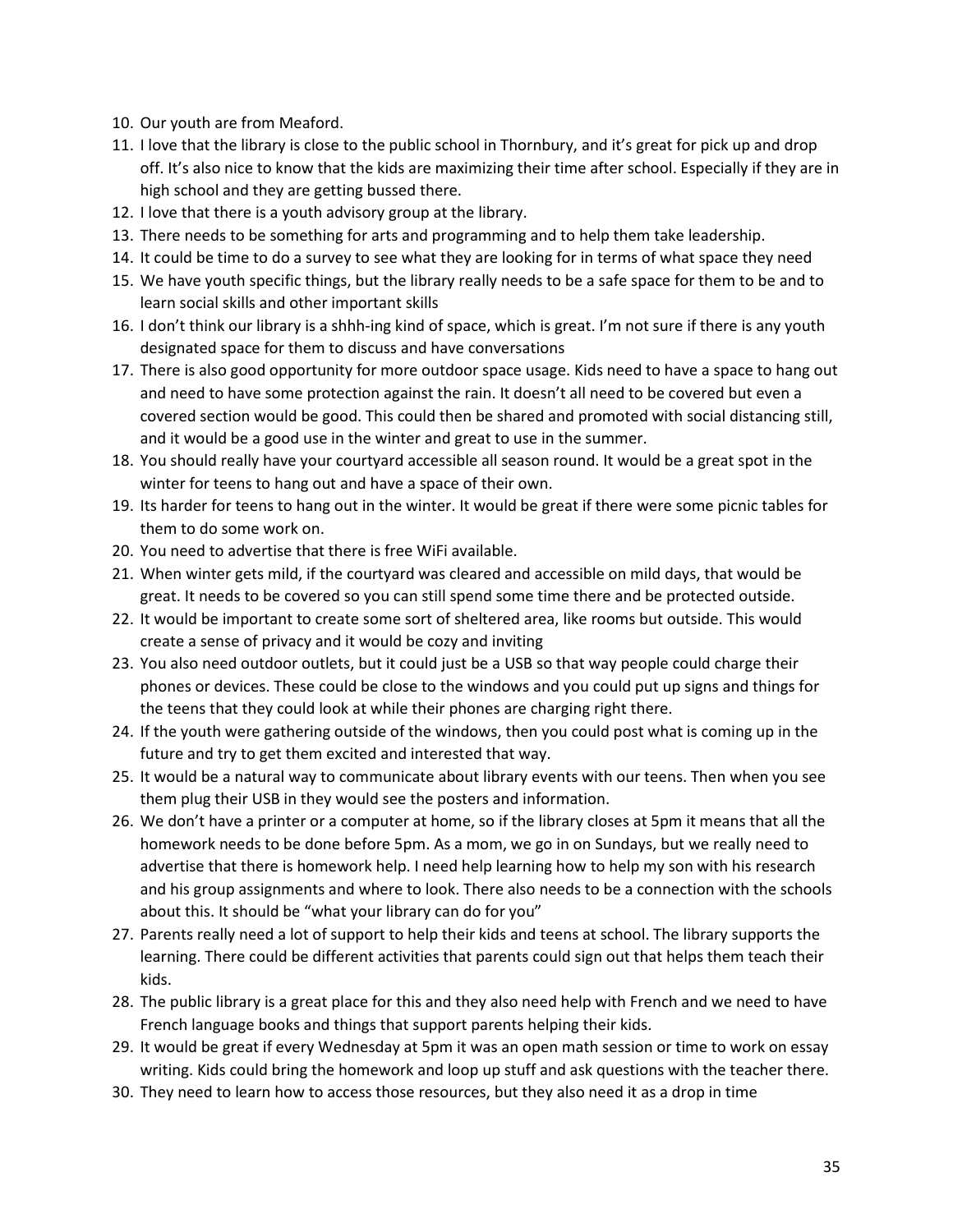10. Our youth are from Meaford.
11. I love that the library is close to the public school in Thornbury, and it's great for pick up and drop off. It's also nice to know that the kids are maximizing their time after school. Especially if they are in high school and they are getting bussed there.
12. I love that there is a youth advisory group at the library.
13. There needs to be something for arts and programming and to help them take leadership.
14. It could be time to do a survey to see what they are looking for in terms of what space they need
15. We have youth specific things, but the library really needs to be a safe space for them to be and to learn social skills and other important skills
16. I don't think our library is a shhh-ing kind of space, which is great. I'm not sure if there is any youth designated space for them to discuss and have conversations
17. There is also good opportunity for more outdoor space usage. Kids need to have a space to hang out and need to have some protection against the rain. It doesn't all need to be covered but even a covered section would be good. This could then be shared and promoted with social distancing still, and it would be a good use in the winter and great to use in the summer.
18. You should really have your courtyard accessible all season round. It would be a great spot in the winter for teens to hang out and have a space of their own.
19. Its harder for teens to hang out in the winter. It would be great if there were some picnic tables for them to do some work on.
20. You need to advertise that there is free WiFi available.
21. When winter gets mild, if the courtyard was cleared and accessible on mild days, that would be great. It needs to be covered so you can still spend some time there and be protected outside.
22. It would be important to create some sort of sheltered area, like rooms but outside. This would create a sense of privacy and it would be cozy and inviting
23. You also need outdoor outlets, but it could just be a USB so that way people could charge their phones or devices. These could be close to the windows and you could put up signs and things for the teens that they could look at while their phones are charging right there.
24. If the youth were gathering outside of the windows, then you could post what is coming up in the future and try to get them excited and interested that way.
25. It would be a natural way to communicate about library events with our teens. Then when you see them plug their USB in they would see the posters and information.
26. We don't have a printer or a computer at home, so if the library closes at 5pm it means that all the homework needs to be done before 5pm. As a mom, we go in on Sundays, but we really need to advertise that there is homework help. I need help learning how to help my son with his research and his group assignments and where to look. There also needs to be a connection with the schools about this. It should be "what your library can do for you"
27. Parents really need a lot of support to help their kids and teens at school. The library supports the learning. There could be different activities that parents could sign out that helps them teach their kids.
28. The public library is a great place for this and they also need help with French and we need to have French language books and things that support parents helping their kids.
29. It would be great if every Wednesday at 5pm it was an open math session or time to work on essay writing. Kids could bring the homework and loop up stuff and ask questions with the teacher there.
30. They need to learn how to access those resources, but they also need it as a drop in time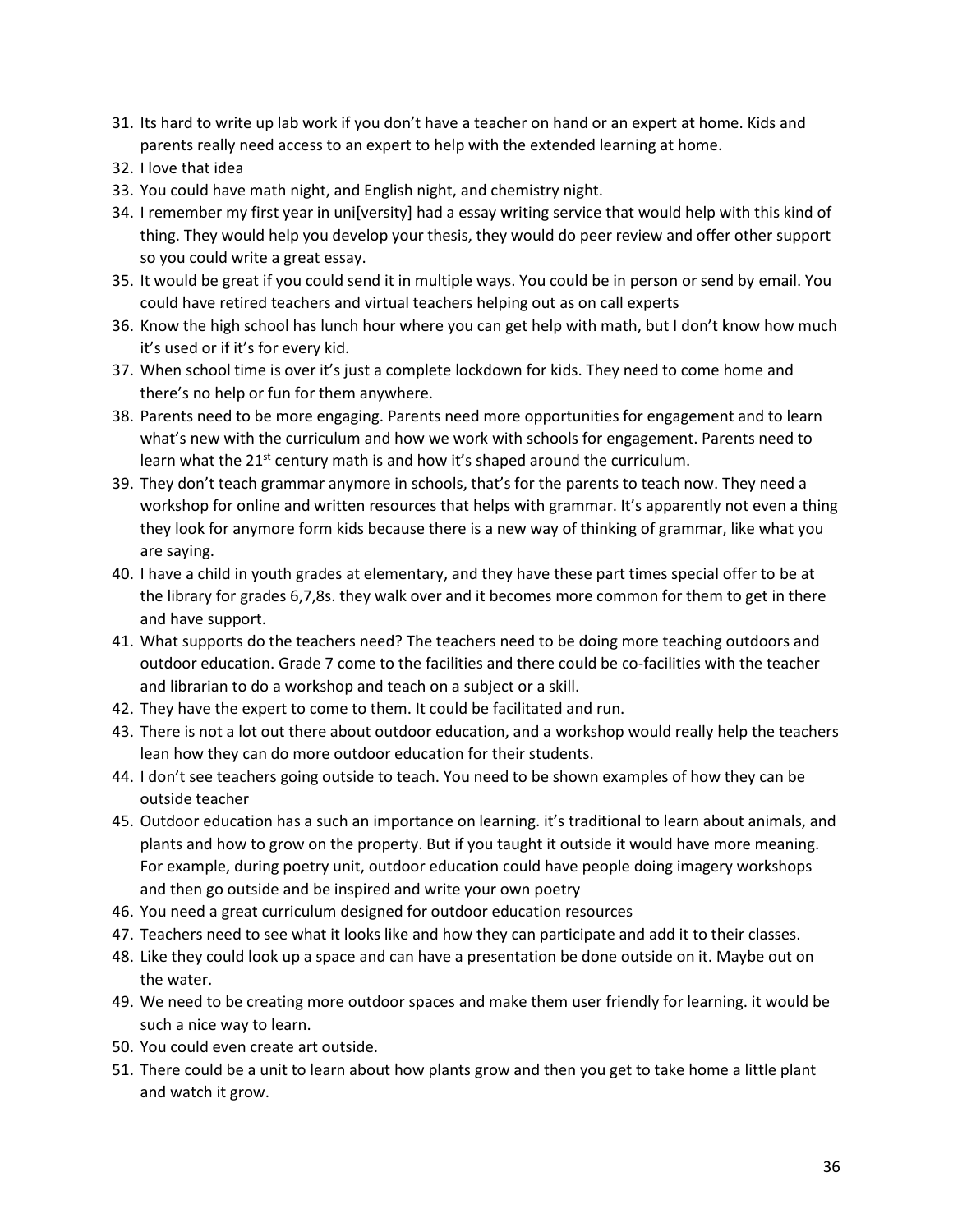31. Its hard to write up lab work if you don't have a teacher on hand or an expert at home. Kids and parents really need access to an expert to help with the extended learning at home.
32. I love that idea
33. You could have math night, and English night, and chemistry night.
34. I remember my first year in uni[versity] had a essay writing service that would help with this kind of thing. They would help you develop your thesis, they would do peer review and offer other support so you could write a great essay.
35. It would be great if you could send it in multiple ways. You could be in person or send by email. You could have retired teachers and virtual teachers helping out as on call experts
36. Know the high school has lunch hour where you can get help with math, but I don't know how much it's used or if it's for every kid.
37. When school time is over it's just a complete lockdown for kids. They need to come home and there's no help or fun for them anywhere.
38. Parents need to be more engaging. Parents need more opportunities for engagement and to learn what's new with the curriculum and how we work with schools for engagement. Parents need to learn what the 21st century math is and how it's shaped around the curriculum.
39. They don't teach grammar anymore in schools, that's for the parents to teach now. They need a workshop for online and written resources that helps with grammar. It's apparently not even a thing they look for anymore form kids because there is a new way of thinking of grammar, like what you are saying.
40. I have a child in youth grades at elementary, and they have these part times special offer to be at the library for grades 6,7,8s. they walk over and it becomes more common for them to get in there and have support.
41. What supports do the teachers need? The teachers need to be doing more teaching outdoors and outdoor education. Grade 7 come to the facilities and there could be co-facilities with the teacher and librarian to do a workshop and teach on a subject or a skill.
42. They have the expert to come to them. It could be facilitated and run.
43. There is not a lot out there about outdoor education, and a workshop would really help the teachers lean how they can do more outdoor education for their students.
44. I don't see teachers going outside to teach. You need to be shown examples of how they can be outside teacher
45. Outdoor education has a such an importance on learning. it's traditional to learn about animals, and plants and how to grow on the property. But if you taught it outside it would have more meaning. For example, during poetry unit, outdoor education could have people doing imagery workshops and then go outside and be inspired and write your own poetry
46. You need a great curriculum designed for outdoor education resources
47. Teachers need to see what it looks like and how they can participate and add it to their classes.
48. Like they could look up a space and can have a presentation be done outside on it. Maybe out on the water.
49. We need to be creating more outdoor spaces and make them user friendly for learning. it would be such a nice way to learn.
50. You could even create art outside.
51. There could be a unit to learn about how plants grow and then you get to take home a little plant and watch it grow.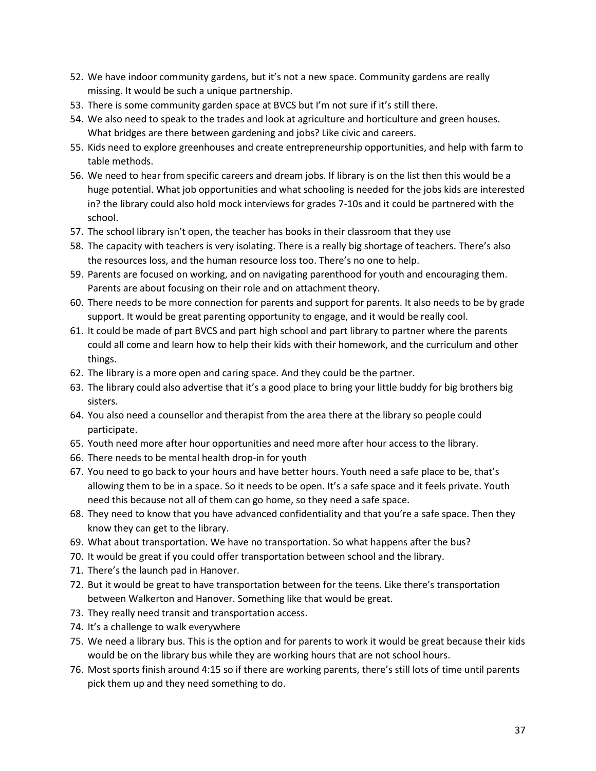52. We have indoor community gardens, but it's not a new space. Community gardens are really missing. It would be such a unique partnership.
53. There is some community garden space at BVCS but I'm not sure if it's still there.
54. We also need to speak to the trades and look at agriculture and horticulture and green houses. What bridges are there between gardening and jobs? Like civic and careers.
55. Kids need to explore greenhouses and create entrepreneurship opportunities, and help with farm to table methods.
56. We need to hear from specific careers and dream jobs. If library is on the list then this would be a huge potential. What job opportunities and what schooling is needed for the jobs kids are interested in? the library could also hold mock interviews for grades 7-10s and it could be partnered with the school.
57. The school library isn't open, the teacher has books in their classroom that they use
58. The capacity with teachers is very isolating. There is a really big shortage of teachers. There's also the resources loss, and the human resource loss too. There's no one to help.
59. Parents are focused on working, and on navigating parenthood for youth and encouraging them. Parents are about focusing on their role and on attachment theory.
60. There needs to be more connection for parents and support for parents. It also needs to be by grade support. It would be great parenting opportunity to engage, and it would be really cool.
61. It could be made of part BVCS and part high school and part library to partner where the parents could all come and learn how to help their kids with their homework, and the curriculum and other things.
62. The library is a more open and caring space. And they could be the partner.
63. The library could also advertise that it's a good place to bring your little buddy for big brothers big sisters.
64. You also need a counsellor and therapist from the area there at the library so people could participate.
65. Youth need more after hour opportunities and need more after hour access to the library.
66. There needs to be mental health drop-in for youth
67. You need to go back to your hours and have better hours. Youth need a safe place to be, that's allowing them to be in a space. So it needs to be open. It's a safe space and it feels private. Youth need this because not all of them can go home, so they need a safe space.
68. They need to know that you have advanced confidentiality and that you're a safe space. Then they know they can get to the library.
69. What about transportation. We have no transportation. So what happens after the bus?
70. It would be great if you could offer transportation between school and the library.
71. There's the launch pad in Hanover.
72. But it would be great to have transportation between for the teens. Like there's transportation between Walkerton and Hanover. Something like that would be great.
73. They really need transit and transportation access.
74. It's a challenge to walk everywhere
75. We need a library bus. This is the option and for parents to work it would be great because their kids would be on the library bus while they are working hours that are not school hours.
76. Most sports finish around 4:15 so if there are working parents, there's still lots of time until parents pick them up and they need something to do.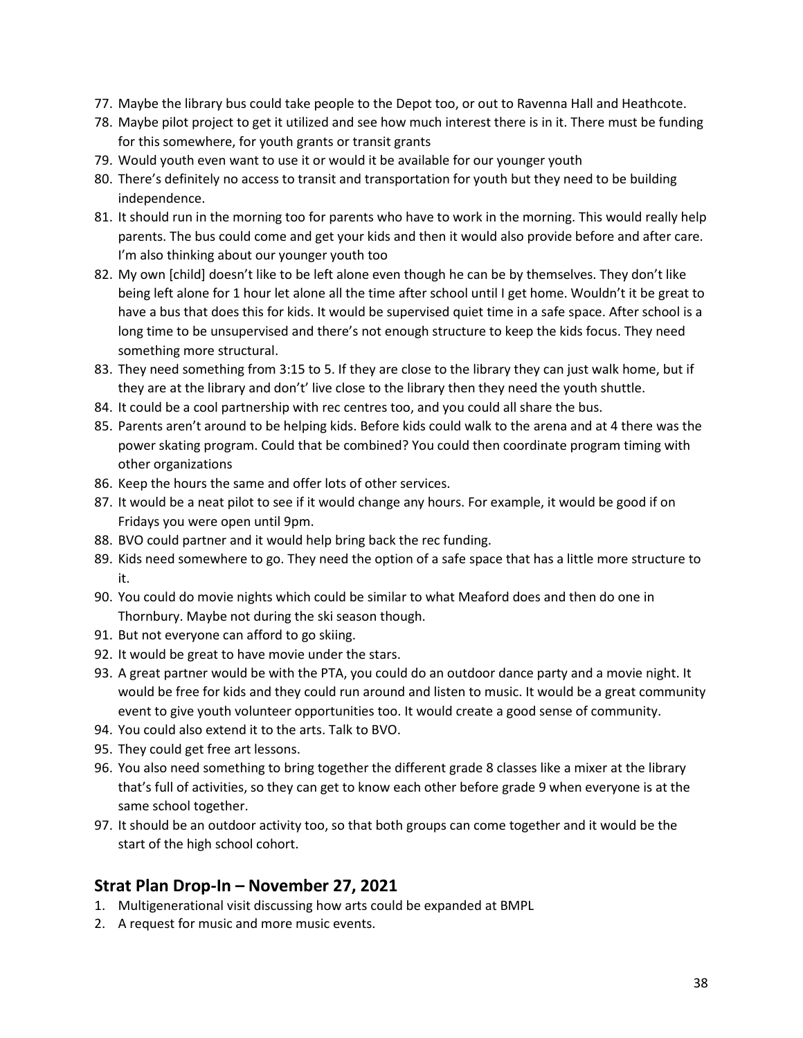77. Maybe the library bus could take people to the Depot too, or out to Ravenna Hall and Heathcote.
78. Maybe pilot project to get it utilized and see how much interest there is in it. There must be funding for this somewhere, for youth grants or transit grants
79. Would youth even want to use it or would it be available for our younger youth
80. There's definitely no access to transit and transportation for youth but they need to be building independence.
81. It should run in the morning too for parents who have to work in the morning. This would really help parents. The bus could come and get your kids and then it would also provide before and after care. I'm also thinking about our younger youth too
82. My own [child] doesn't like to be left alone even though he can be by themselves. They don't like being left alone for 1 hour let alone all the time after school until I get home. Wouldn't it be great to have a bus that does this for kids. It would be supervised quiet time in a safe space. After school is a long time to be unsupervised and there's not enough structure to keep the kids focus. They need something more structural.
83. They need something from 3:15 to 5. If they are close to the library they can just walk home, but if they are at the library and don't' live close to the library then they need the youth shuttle.
84. It could be a cool partnership with rec centres too, and you could all share the bus.
85. Parents aren't around to be helping kids. Before kids could walk to the arena and at 4 there was the power skating program. Could that be combined? You could then coordinate program timing with other organizations
86. Keep the hours the same and offer lots of other services.
87. It would be a neat pilot to see if it would change any hours. For example, it would be good if on Fridays you were open until 9pm.
88. BVO could partner and it would help bring back the rec funding.
89. Kids need somewhere to go. They need the option of a safe space that has a little more structure to it.
90. You could do movie nights which could be similar to what Meaford does and then do one in Thornbury. Maybe not during the ski season though.
91. But not everyone can afford to go skiing.
92. It would be great to have movie under the stars.
93. A great partner would be with the PTA, you could do an outdoor dance party and a movie night. It would be free for kids and they could run around and listen to music. It would be a great community event to give youth volunteer opportunities too. It would create a good sense of community.
94. You could also extend it to the arts. Talk to BVO.
95. They could get free art lessons.
96. You also need something to bring together the different grade 8 classes like a mixer at the library that's full of activities, so they can get to know each other before grade 9 when everyone is at the same school together.
97. It should be an outdoor activity too, so that both groups can come together and it would be the start of the high school cohort.

## Strat Plan Drop-In – November 27, 2021

1. Multigenerational visit discussing how arts could be expanded at BMPL
2. A request for music and more music events.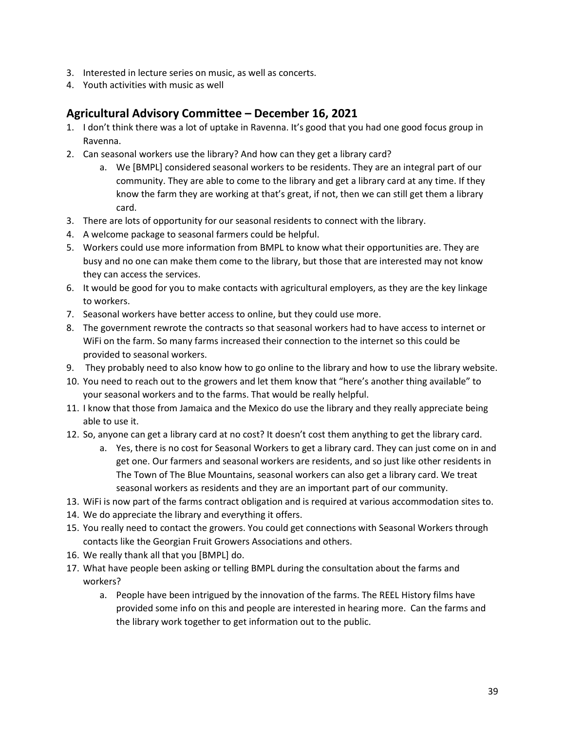3. Interested in lecture series on music, as well as concerts.
4. Youth activities with music as well

## Agricultural Advisory Committee – December 16, 2021

1. I don't think there was a lot of uptake in Ravenna. It's good that you had one good focus group in Ravenna.
2. Can seasonal workers use the library? And how can they get a library card?
    a. We [BMPL] considered seasonal workers to be residents. They are an integral part of our community. They are able to come to the library and get a library card at any time. If they know the farm they are working at that's great, if not, then we can still get them a library card.
3. There are lots of opportunity for our seasonal residents to connect with the library.
4. A welcome package to seasonal farmers could be helpful.
5. Workers could use more information from BMPL to know what their opportunities are. They are busy and no one can make them come to the library, but those that are interested may not know they can access the services.
6. It would be good for you to make contacts with agricultural employers, as they are the key linkage to workers.
7. Seasonal workers have better access to online, but they could use more.
8. The government rewrote the contracts so that seasonal workers had to have access to internet or WiFi on the farm. So many farms increased their connection to the internet so this could be provided to seasonal workers.
9. They probably need to also know how to go online to the library and how to use the library website.
10. You need to reach out to the growers and let them know that "here's another thing available" to your seasonal workers and to the farms. That would be really helpful.
11. I know that those from Jamaica and the Mexico do use the library and they really appreciate being able to use it.
12. So, anyone can get a library card at no cost? It doesn't cost them anything to get the library card.
    a. Yes, there is no cost for Seasonal Workers to get a library card. They can just come on in and get one. Our farmers and seasonal workers are residents, and so just like other residents in The Town of The Blue Mountains, seasonal workers can also get a library card. We treat seasonal workers as residents and they are an important part of our community.
13. WiFi is now part of the farms contract obligation and is required at various accommodation sites to.
14. We do appreciate the library and everything it offers.
15. You really need to contact the growers. You could get connections with Seasonal Workers through contacts like the Georgian Fruit Growers Associations and others.
16. We really thank all that you [BMPL] do.
17. What have people been asking or telling BMPL during the consultation about the farms and workers?
    a. People have been intrigued by the innovation of the farms. The REEL History films have provided some info on this and people are interested in hearing more. Can the farms and the library work together to get information out to the public.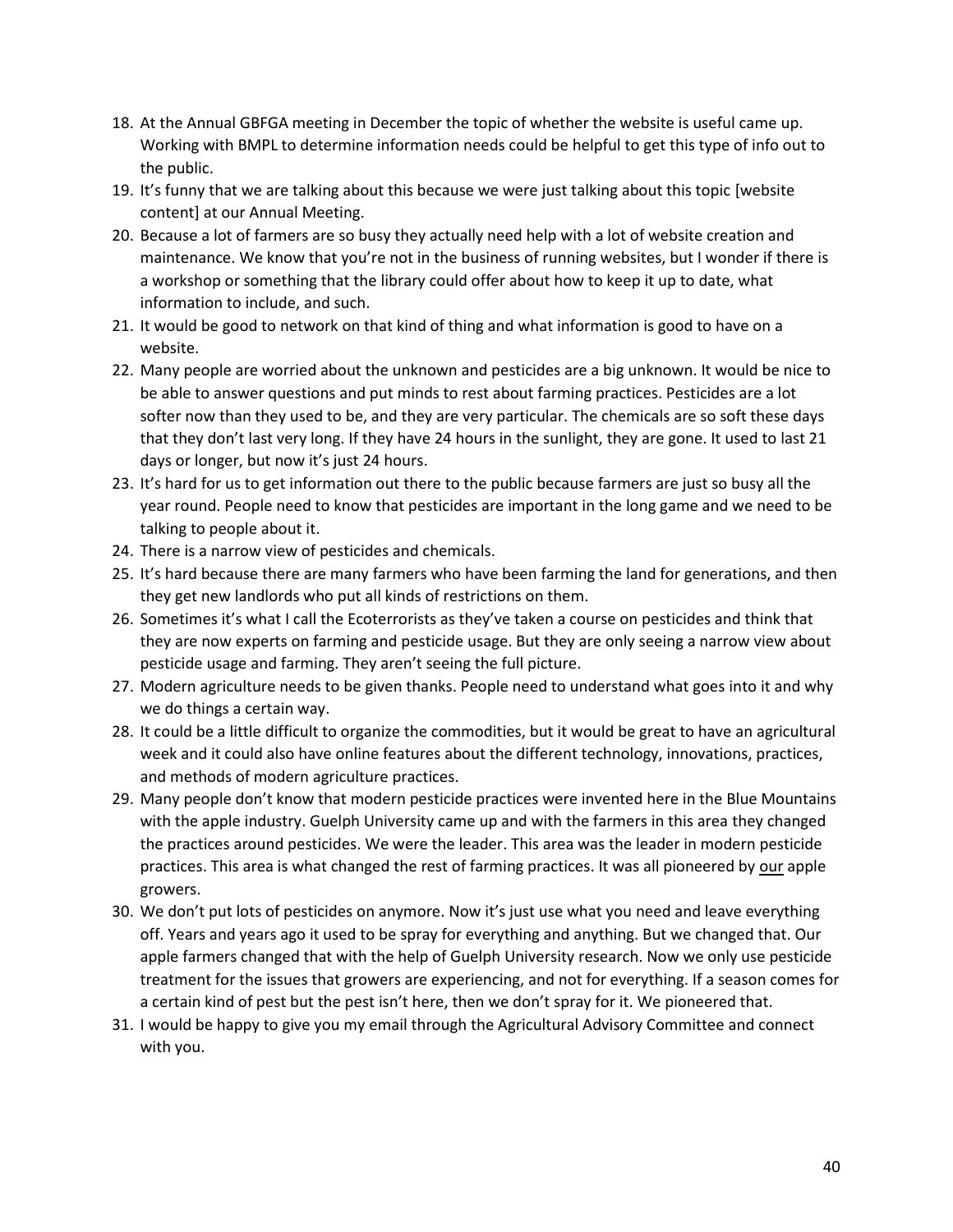18. At the Annual GBFGA meeting in December the topic of whether the website is useful came up. Working with BMPL to determine information needs could be helpful to get this type of info out to the public.
19. It's funny that we are talking about this because we were just talking about this topic [website content] at our Annual Meeting.
20. Because a lot of farmers are so busy they actually need help with a lot of website creation and maintenance. We know that you're not in the business of running websites, but I wonder if there is a workshop or something that the library could offer about how to keep it up to date, what information to include, and such.
21. It would be good to network on that kind of thing and what information is good to have on a website.
22. Many people are worried about the unknown and pesticides are a big unknown. It would be nice to be able to answer questions and put minds to rest about farming practices. Pesticides are a lot softer now than they used to be, and they are very particular. The chemicals are so soft these days that they don't last very long. If they have 24 hours in the sunlight, they are gone. It used to last 21 days or longer, but now it's just 24 hours.
23. It's hard for us to get information out there to the public because farmers are just so busy all the year round. People need to know that pesticides are important in the long game and we need to be talking to people about it.
24. There is a narrow view of pesticides and chemicals.
25. It's hard because there are many farmers who have been farming the land for generations, and then they get new landlords who put all kinds of restrictions on them.
26. Sometimes it's what I call the Ecoterrorists as they've taken a course on pesticides and think that they are now experts on farming and pesticide usage. But they are only seeing a narrow view about pesticide usage and farming. They aren't seeing the full picture.
27. Modern agriculture needs to be given thanks. People need to understand what goes into it and why we do things a certain way.
28. It could be a little difficult to organize the commodities, but it would be great to have an agricultural week and it could also have online features about the different technology, innovations, practices, and methods of modern agriculture practices.
29. Many people don't know that modern pesticide practices were invented here in the Blue Mountains with the apple industry. Guelph University came up and with the farmers in this area they changed the practices around pesticides. We were the leader. This area was the leader in modern pesticide practices. This area is what changed the rest of farming practices. It was all pioneered by our apple growers.
30. We don't put lots of pesticides on anymore. Now it's just use what you need and leave everything off. Years and years ago it used to be spray for everything and anything. But we changed that. Our apple farmers changed that with the help of Guelph University research. Now we only use pesticide treatment for the issues that growers are experiencing, and not for everything. If a season comes for a certain kind of pest but the pest isn't here, then we don't spray for it. We pioneered that.
31. I would be happy to give you my email through the Agricultural Advisory Committee and connect with you.